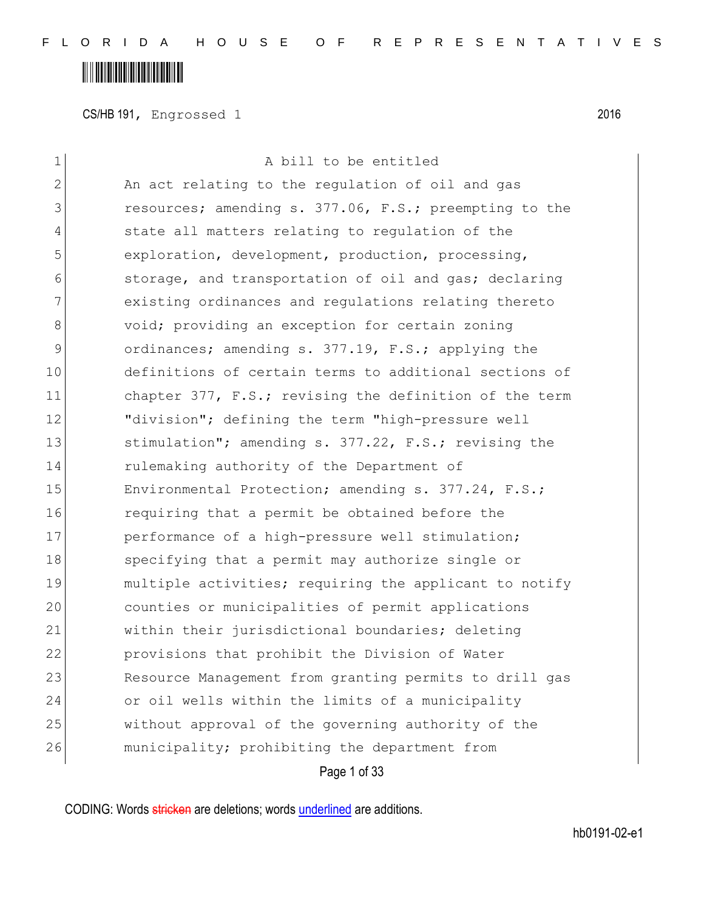CS/HB 191, Engrossed 1 2016

A bill to be entitled

An act relating to the regulation of oil and gas resources; amending s. 377.06, F.S.; preempting to the state all matters relating to regulation of the exploration, development, production, processing, storage, and transportation of oil and gas; declaring existing ordinances and regulations relating thereto void; providing an exception for certain zoning ordinances; amending s. 377.19, F.S.; applying the definitions of certain terms to additional sections of chapter 377, F.S.; revising the definition of the term "division"; defining the term "high-pressure well stimulation"; amending s. 377.22, F.S.; revising the rulemaking authority of the Department of Environmental Protection; amending s. 377.24, F.S.; requiring that a permit be obtained before the performance of a high-pressure well stimulation; specifying that a permit may authorize single or multiple activities; requiring the applicant to notify counties or municipalities of permit applications within their jurisdictional boundaries; deleting provisions that prohibit the Division of Water Resource Management from granting permits to drill gas or oil wells within the limits of a municipality without approval of the governing authority of the municipality; prohibiting the department from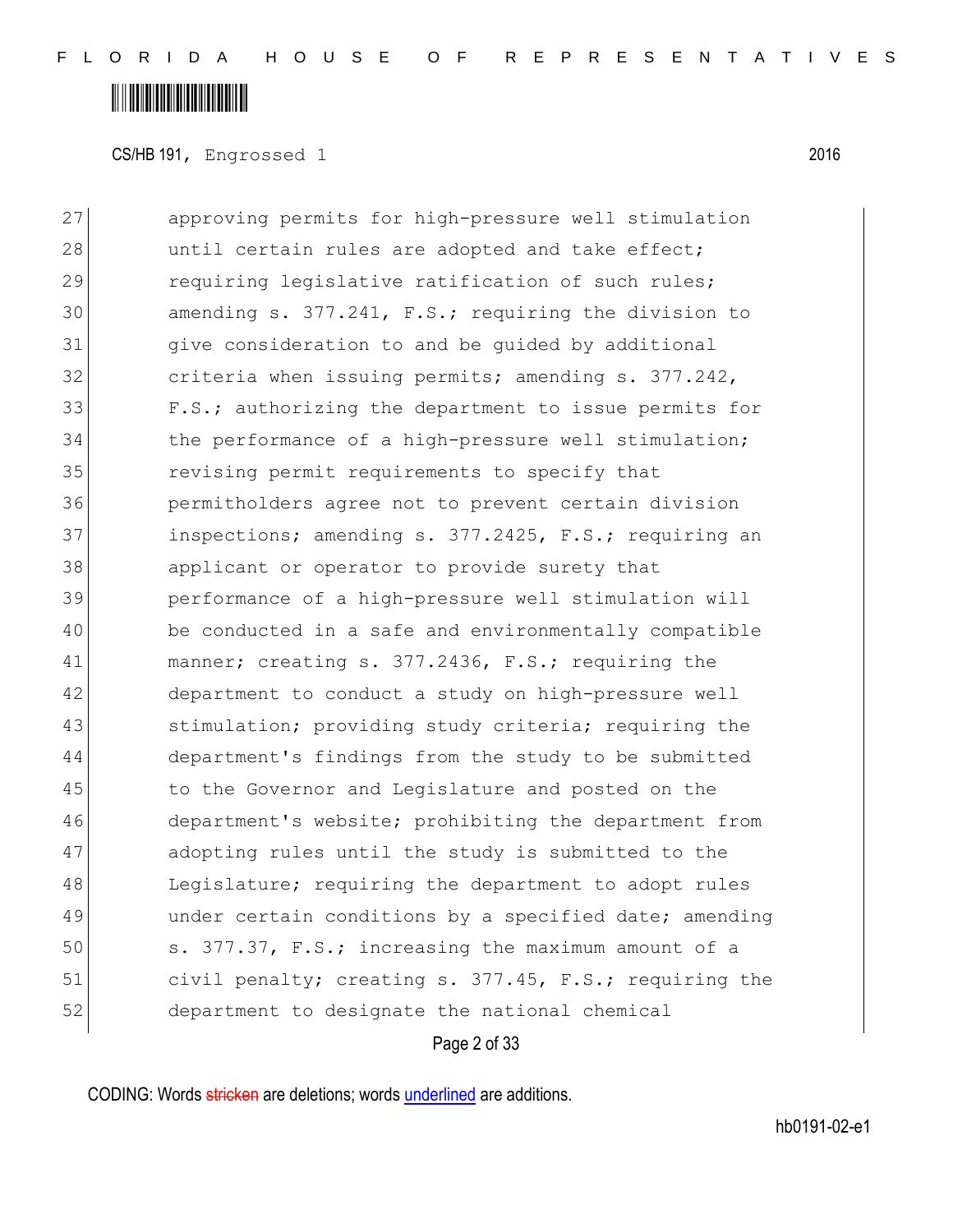approving permits for high-pressure well stimulation until certain rules are adopted and take effect; requiring legislative ratification of such rules; amending s. 377.241, F.S.; requiring the division to give consideration to and be guided by additional criteria when issuing permits; amending s. 377.242, F.S.; authorizing the department to issue permits for the performance of a high-pressure well stimulation; revising permit requirements to specify that permitholders agree not to prevent certain division inspections; amending s. 377.2425, F.S.; requiring an applicant or operator to provide surety that performance of a high-pressure well stimulation will be conducted in a safe and environmentally compatible manner; creating s. 377.2436, F.S.; requiring the department to conduct a study on high-pressure well stimulation; providing study criteria; requiring the department's findings from the study to be submitted to the Governor and Legislature and posted on the department's website; prohibiting the department from adopting rules until the study is submitted to the Legislature; requiring the department to adopt rules under certain conditions by a specified date; amending s. 377.37, F.S.; increasing the maximum amount of a civil penalty; creating s. 377.45, F.S.; requiring the department to designate the national chemical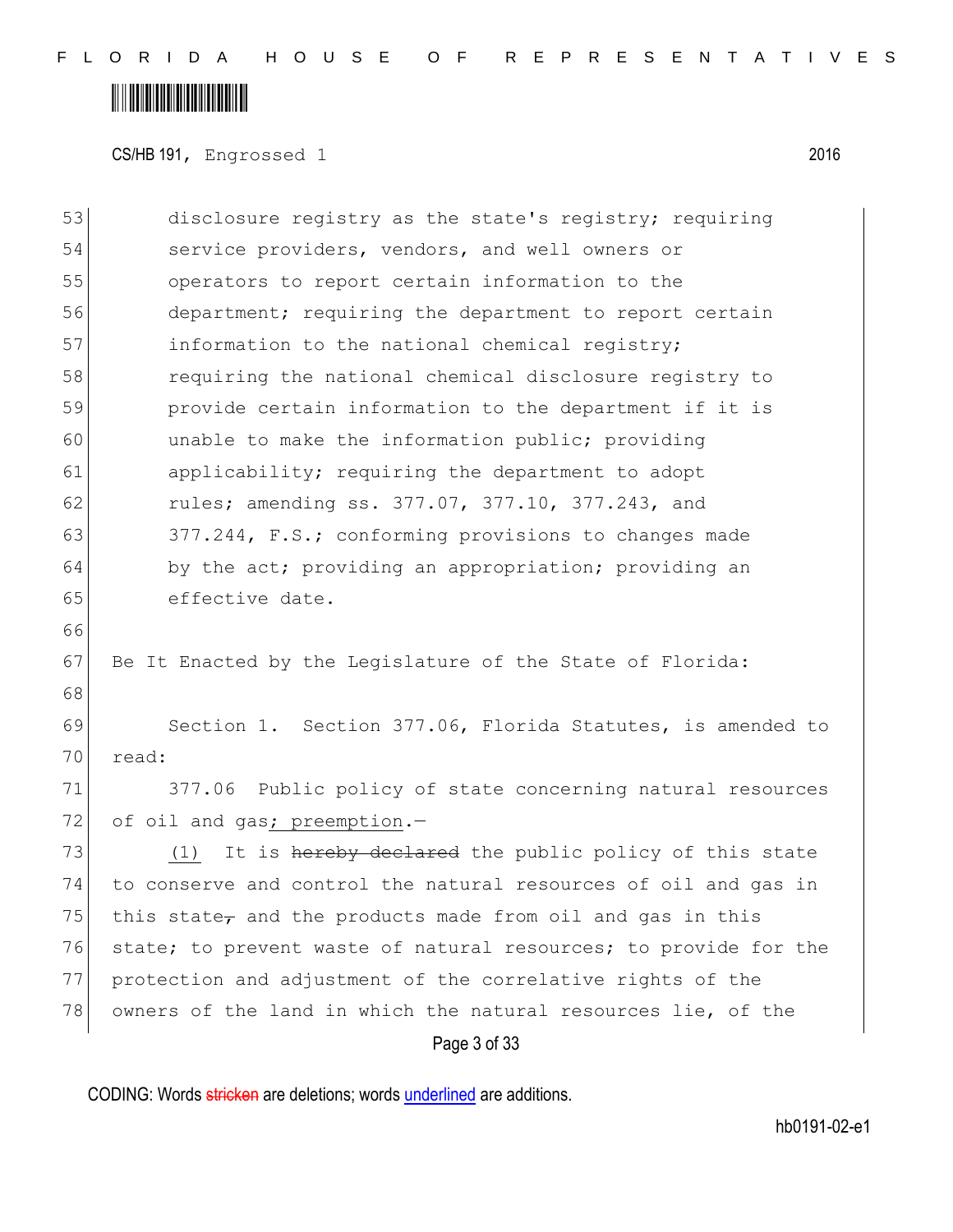disclosure registry as the state's registry; requiring service providers, vendors, and well owners or operators to report certain information to the department; requiring the department to report certain information to the national chemical registry; requiring the national chemical disclosure registry to provide certain information to the department if it is unable to make the information public; providing applicability; requiring the department to adopt rules; amending ss. 377.07, 377.10, 377.243, and 377.244, F.S.; conforming provisions to changes made by the act; providing an appropriation; providing an effective date.

Be It Enacted by the Legislature of the State of Florida:

Section 1. Section 377.06, Florida Statutes, is amended to read:

377.06 Public policy of state concerning natural resources of oil and gas<u>; preemption</u>.—

<u>(1)</u> It is ~~hereby declared~~ the public policy of this state to conserve and control the natural resources of oil and gas in this state~~,~~ and the products made from oil and gas in this state; to prevent waste of natural resources; to provide for the protection and adjustment of the correlative rights of the owners of the land in which the natural resources lie, of the

CODING: Words ~~stricken~~ are deletions; words <u>underlined</u> are additions.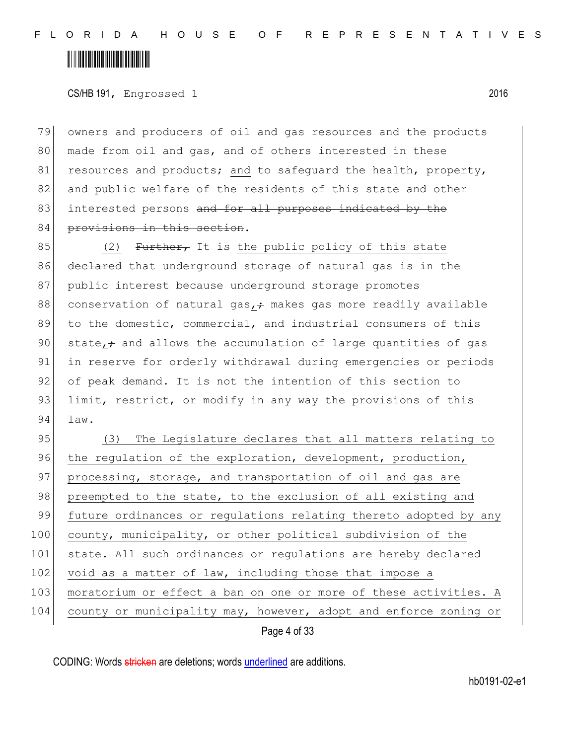CS/HB 191, Engrossed 1 2016

79 owners and producers of oil and gas resources and the products
80 made from oil and gas, and of others interested in these
81 resources and products; <u>and</u> to safeguard the health, property,
82 and public welfare of the residents of this state and other
83 interested persons ~~and for all purposes indicated by the~~
84 ~~provisions in this section~~.

85 (2) ~~Further,~~ It is <u>the public policy of this state</u>
86 ~~declared~~ that underground storage of natural gas is in the
87 public interest because underground storage promotes
88 conservation of natural gas<u>,</u>~~;~~ makes gas more readily available
89 to the domestic, commercial, and industrial consumers of this
90 state<u>,</u>~~;~~ and allows the accumulation of large quantities of gas
91 in reserve for orderly withdrawal during emergencies or periods
92 of peak demand. It is not the intention of this section to
93 limit, restrict, or modify in any way the provisions of this
94 law.

95 <u>(3) The Legislature declares that all matters relating to</u>
96 <u>the regulation of the exploration, development, production,</u>
97 <u>processing, storage, and transportation of oil and gas are</u>
98 <u>preempted to the state, to the exclusion of all existing and</u>
99 <u>future ordinances or regulations relating thereto adopted by any</u>
100 <u>county, municipality, or other political subdivision of the</u>
101 <u>state. All such ordinances or regulations are hereby declared</u>
102 <u>void as a matter of law, including those that impose a</u>
103 <u>moratorium or effect a ban on one or more of these activities. A</u>
104 <u>county or municipality may, however, adopt and enforce zoning or</u>

CODING: Words ~~stricken~~ are deletions; words <u>underlined</u> are additions.

hb0191-02-e1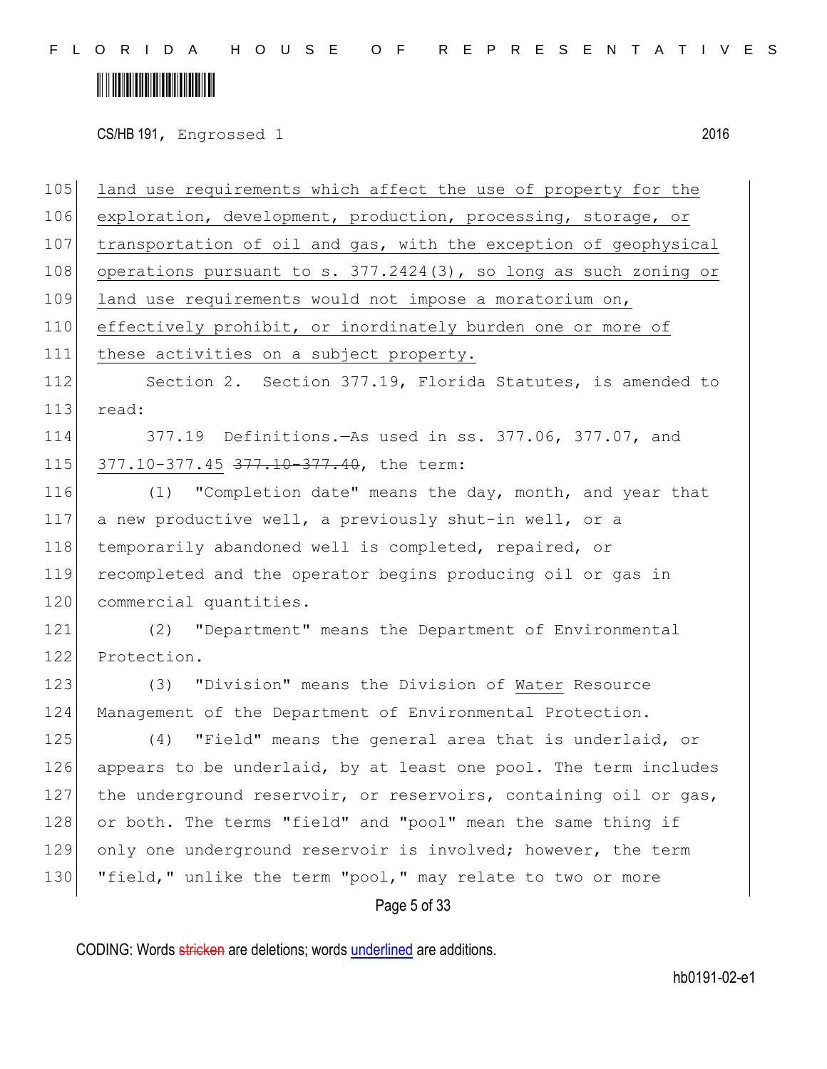land use requirements which affect the use of property for the exploration, development, production, processing, storage, or transportation of oil and gas, with the exception of geophysical operations pursuant to s. 377.2424(3), so long as such zoning or land use requirements would not impose a moratorium on, effectively prohibit, or inordinately burden one or more of these activities on a subject property.

Section 2. Section 377.19, Florida Statutes, is amended to read:

377.19 Definitions.—As used in ss. 377.06, 377.07, and 377.10-377.45 ~~377.10-377.40~~, the term:

(1) "Completion date" means the day, month, and year that a new productive well, a previously shut-in well, or a temporarily abandoned well is completed, repaired, or recompleted and the operator begins producing oil or gas in commercial quantities.

(2) "Department" means the Department of Environmental Protection.

(3) "Division" means the Division of Water Resource Management of the Department of Environmental Protection.

(4) "Field" means the general area that is underlaid, or appears to be underlaid, by at least one pool. The term includes the underground reservoir, or reservoirs, containing oil or gas, or both. The terms "field" and "pool" mean the same thing if only one underground reservoir is involved; however, the term "field," unlike the term "pool," may relate to two or more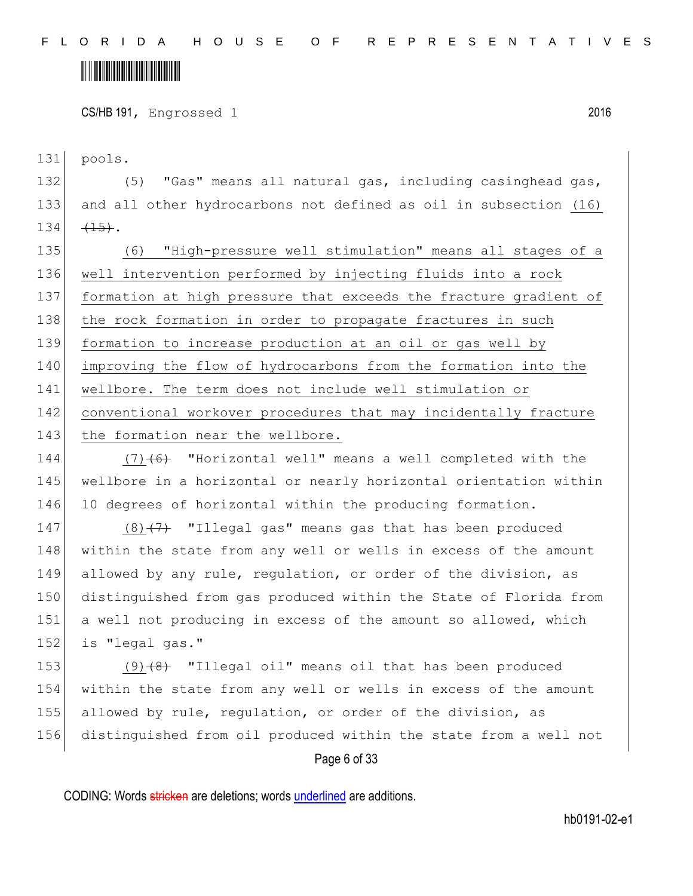pools.

(5) "Gas" means all natural gas, including casinghead gas, and all other hydrocarbons not defined as oil in subsection (16) ~~(15)~~.

(6) "High-pressure well stimulation" means all stages of a well intervention performed by injecting fluids into a rock formation at high pressure that exceeds the fracture gradient of the rock formation in order to propagate fractures in such formation to increase production at an oil or gas well by improving the flow of hydrocarbons from the formation into the wellbore. The term does not include well stimulation or conventional workover procedures that may incidentally fracture the formation near the wellbore.

(7) ~~(6)~~ "Horizontal well" means a well completed with the wellbore in a horizontal or nearly horizontal orientation within 10 degrees of horizontal within the producing formation.

(8) ~~(7)~~ "Illegal gas" means gas that has been produced within the state from any well or wells in excess of the amount allowed by any rule, regulation, or order of the division, as distinguished from gas produced within the State of Florida from a well not producing in excess of the amount so allowed, which is "legal gas."

(9) ~~(8)~~ "Illegal oil" means oil that has been produced within the state from any well or wells in excess of the amount allowed by rule, regulation, or order of the division, as distinguished from oil produced within the state from a well not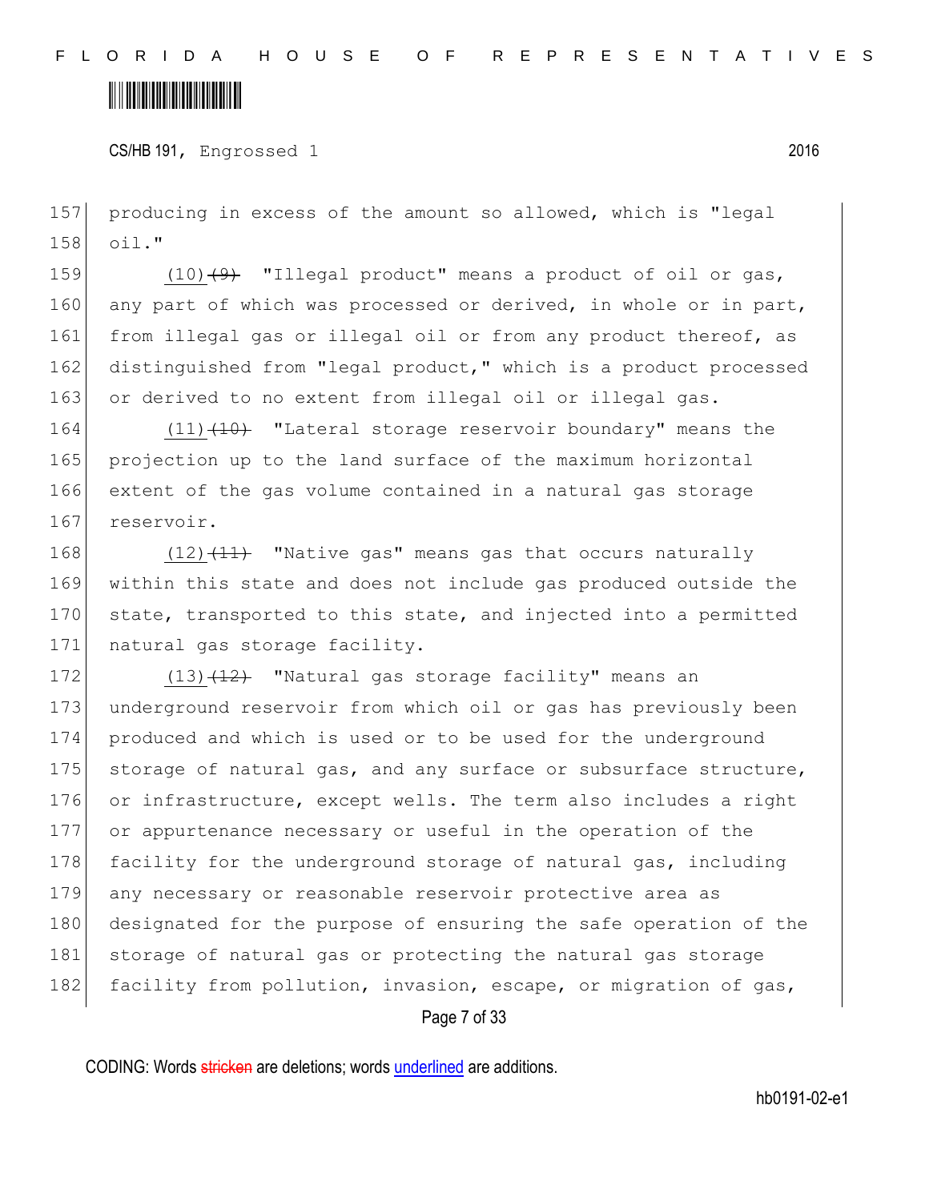producing in excess of the amount so allowed, which is "legal oil."

(10) ~~(9)~~ "Illegal product" means a product of oil or gas, any part of which was processed or derived, in whole or in part, from illegal gas or illegal oil or from any product thereof, as distinguished from "legal product," which is a product processed or derived to no extent from illegal oil or illegal gas.

(11) ~~(10)~~ "Lateral storage reservoir boundary" means the projection up to the land surface of the maximum horizontal extent of the gas volume contained in a natural gas storage reservoir.

(12) ~~(11)~~ "Native gas" means gas that occurs naturally within this state and does not include gas produced outside the state, transported to this state, and injected into a permitted natural gas storage facility.

(13) ~~(12)~~ "Natural gas storage facility" means an underground reservoir from which oil or gas has previously been produced and which is used or to be used for the underground storage of natural gas, and any surface or subsurface structure, or infrastructure, except wells. The term also includes a right or appurtenance necessary or useful in the operation of the facility for the underground storage of natural gas, including any necessary or reasonable reservoir protective area as designated for the purpose of ensuring the safe operation of the storage of natural gas or protecting the natural gas storage facility from pollution, invasion, escape, or migration of gas,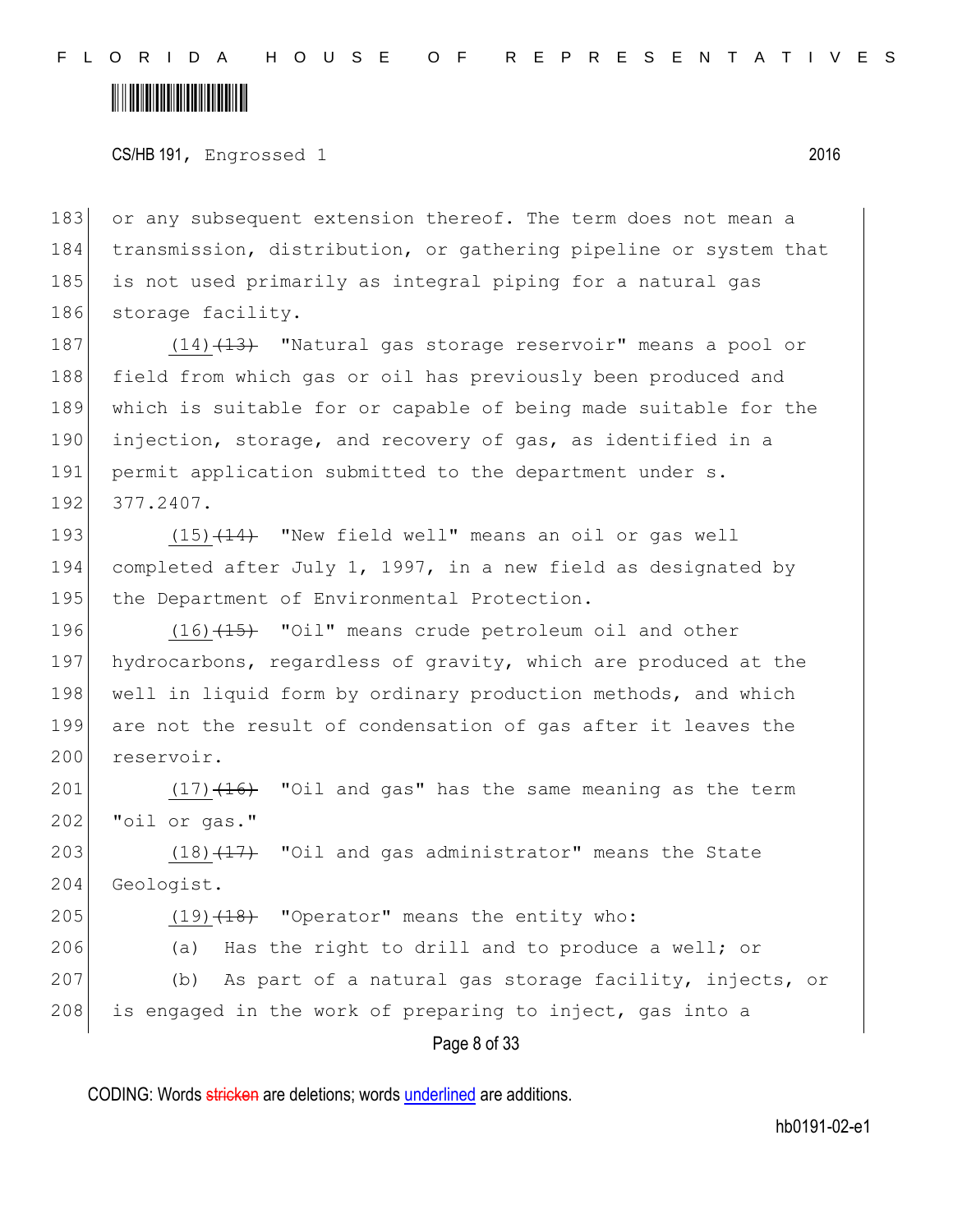or any subsequent extension thereof. The term does not mean a transmission, distribution, or gathering pipeline or system that is not used primarily as integral piping for a natural gas storage facility.

(14)~~(13)~~ "Natural gas storage reservoir" means a pool or field from which gas or oil has previously been produced and which is suitable for or capable of being made suitable for the injection, storage, and recovery of gas, as identified in a permit application submitted to the department under s. 377.2407.

(15)~~(14)~~ "New field well" means an oil or gas well completed after July 1, 1997, in a new field as designated by the Department of Environmental Protection.

(16)~~(15)~~ "Oil" means crude petroleum oil and other hydrocarbons, regardless of gravity, which are produced at the well in liquid form by ordinary production methods, and which are not the result of condensation of gas after it leaves the reservoir.

(17)~~(16)~~ "Oil and gas" has the same meaning as the term "oil or gas."

(18)~~(17)~~ "Oil and gas administrator" means the State Geologist.

(19)~~(18)~~ "Operator" means the entity who:

(a) Has the right to drill and to produce a well; or

(b) As part of a natural gas storage facility, injects, or is engaged in the work of preparing to inject, gas into a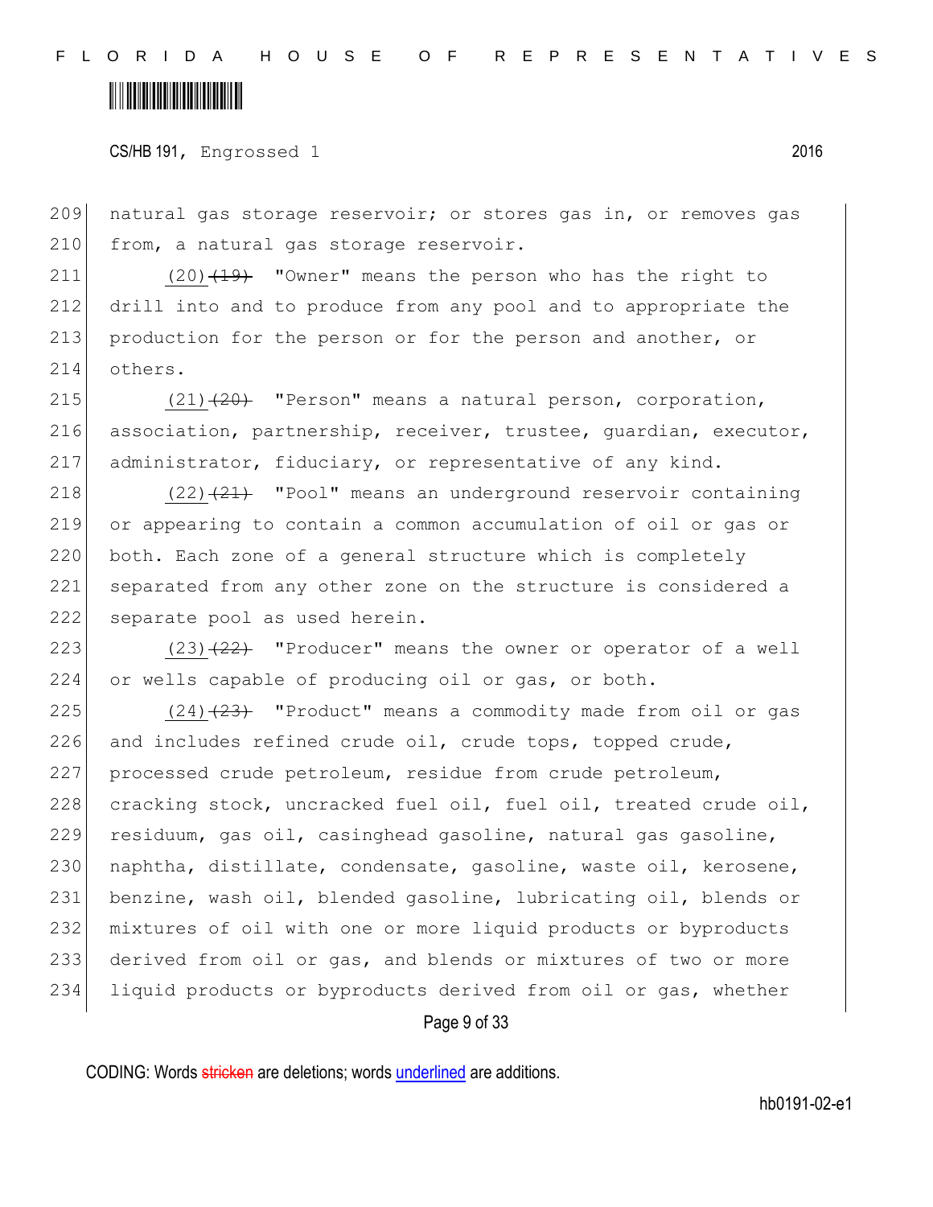natural gas storage reservoir; or stores gas in, or removes gas from, a natural gas storage reservoir.

(20)~~(19)~~ "Owner" means the person who has the right to drill into and to produce from any pool and to appropriate the production for the person or for the person and another, or others.

(21)~~(20)~~ "Person" means a natural person, corporation, association, partnership, receiver, trustee, guardian, executor, administrator, fiduciary, or representative of any kind.

(22)~~(21)~~ "Pool" means an underground reservoir containing or appearing to contain a common accumulation of oil or gas or both. Each zone of a general structure which is completely separated from any other zone on the structure is considered a separate pool as used herein.

(23)~~(22)~~ "Producer" means the owner or operator of a well or wells capable of producing oil or gas, or both.

(24)~~(23)~~ "Product" means a commodity made from oil or gas and includes refined crude oil, crude tops, topped crude, processed crude petroleum, residue from crude petroleum, cracking stock, uncracked fuel oil, fuel oil, treated crude oil, residuum, gas oil, casinghead gasoline, natural gas gasoline, naphtha, distillate, condensate, gasoline, waste oil, kerosene, benzine, wash oil, blended gasoline, lubricating oil, blends or mixtures of oil with one or more liquid products or byproducts derived from oil or gas, and blends or mixtures of two or more liquid products or byproducts derived from oil or gas, whether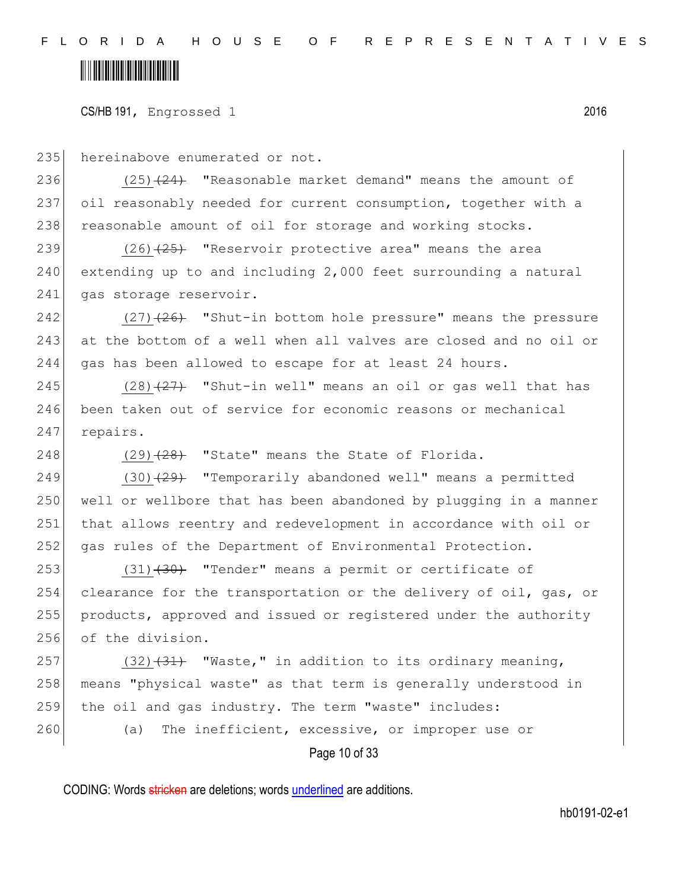hereinabove enumerated or not.

(25) ~~(24)~~ "Reasonable market demand" means the amount of oil reasonably needed for current consumption, together with a reasonable amount of oil for storage and working stocks.

(26) ~~(25)~~ "Reservoir protective area" means the area extending up to and including 2,000 feet surrounding a natural gas storage reservoir.

(27) ~~(26)~~ "Shut-in bottom hole pressure" means the pressure at the bottom of a well when all valves are closed and no oil or gas has been allowed to escape for at least 24 hours.

(28) ~~(27)~~ "Shut-in well" means an oil or gas well that has been taken out of service for economic reasons or mechanical repairs.

(29) ~~(28)~~ "State" means the State of Florida.

(30) ~~(29)~~ "Temporarily abandoned well" means a permitted well or wellbore that has been abandoned by plugging in a manner that allows reentry and redevelopment in accordance with oil or gas rules of the Department of Environmental Protection.

(31) ~~(30)~~ "Tender" means a permit or certificate of clearance for the transportation or the delivery of oil, gas, or products, approved and issued or registered under the authority of the division.

(32) ~~(31)~~ "Waste," in addition to its ordinary meaning, means "physical waste" as that term is generally understood in the oil and gas industry. The term "waste" includes:

(a) The inefficient, excessive, or improper use or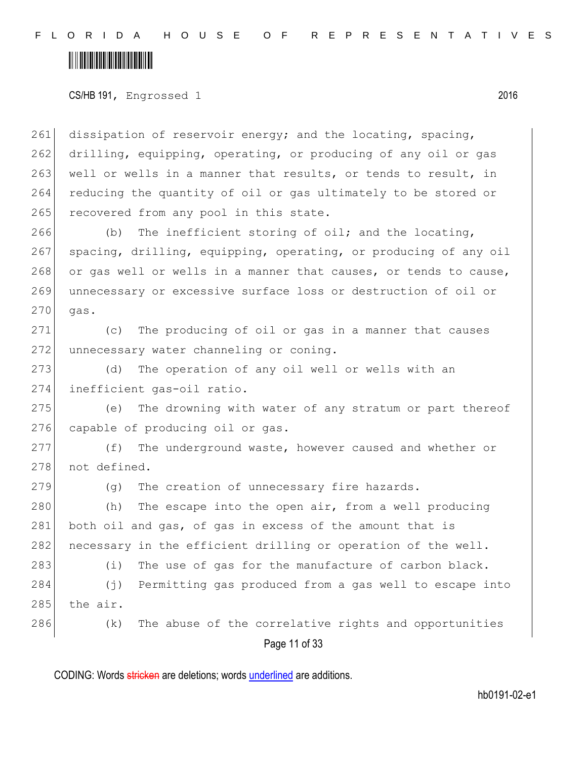dissipation of reservoir energy; and the locating, spacing, drilling, equipping, operating, or producing of any oil or gas well or wells in a manner that results, or tends to result, in reducing the quantity of oil or gas ultimately to be stored or recovered from any pool in this state.

(b) The inefficient storing of oil; and the locating, spacing, drilling, equipping, operating, or producing of any oil or gas well or wells in a manner that causes, or tends to cause, unnecessary or excessive surface loss or destruction of oil or gas.

(c) The producing of oil or gas in a manner that causes unnecessary water channeling or coning.

(d) The operation of any oil well or wells with an inefficient gas-oil ratio.

(e) The drowning with water of any stratum or part thereof capable of producing oil or gas.

(f) The underground waste, however caused and whether or not defined.

(g) The creation of unnecessary fire hazards.

(h) The escape into the open air, from a well producing both oil and gas, of gas in excess of the amount that is necessary in the efficient drilling or operation of the well.

(i) The use of gas for the manufacture of carbon black.

(j) Permitting gas produced from a gas well to escape into the air.

(k) The abuse of the correlative rights and opportunities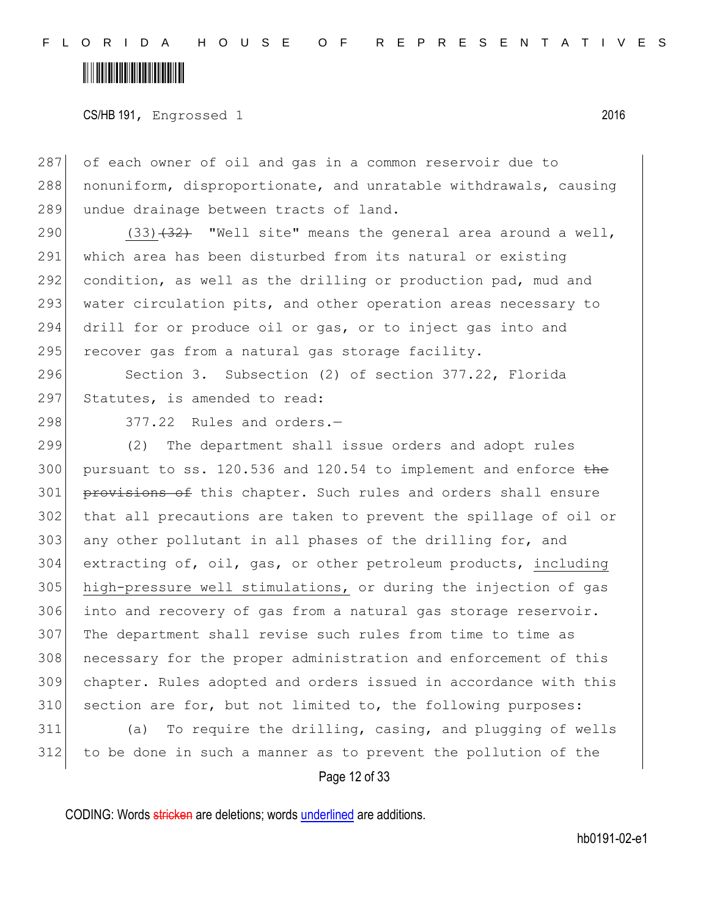of each owner of oil and gas in a common reservoir due to nonuniform, disproportionate, and unratable withdrawals, causing undue drainage between tracts of land.

(33) ~~(32)~~ "Well site" means the general area around a well, which area has been disturbed from its natural or existing condition, as well as the drilling or production pad, mud and water circulation pits, and other operation areas necessary to drill for or produce oil or gas, or to inject gas into and recover gas from a natural gas storage facility.

Section 3. Subsection (2) of section 377.22, Florida Statutes, is amended to read:

377.22 Rules and orders.—

(2) The department shall issue orders and adopt rules pursuant to ss. 120.536 and 120.54 to implement and enforce ~~the provisions of~~ this chapter. Such rules and orders shall ensure that all precautions are taken to prevent the spillage of oil or any other pollutant in all phases of the drilling for, and extracting of, oil, gas, or other petroleum products, including high-pressure well stimulations, or during the injection of gas into and recovery of gas from a natural gas storage reservoir. The department shall revise such rules from time to time as necessary for the proper administration and enforcement of this chapter. Rules adopted and orders issued in accordance with this section are for, but not limited to, the following purposes:

(a) To require the drilling, casing, and plugging of wells to be done in such a manner as to prevent the pollution of the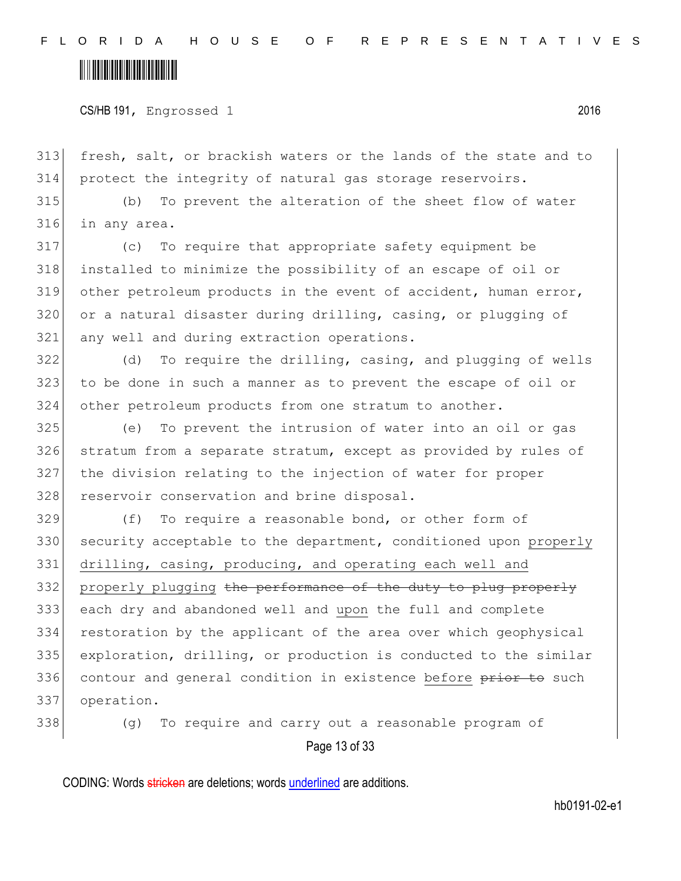fresh, salt, or brackish waters or the lands of the state and to protect the integrity of natural gas storage reservoirs.

(b) To prevent the alteration of the sheet flow of water in any area.

(c) To require that appropriate safety equipment be installed to minimize the possibility of an escape of oil or other petroleum products in the event of accident, human error, or a natural disaster during drilling, casing, or plugging of any well and during extraction operations.

(d) To require the drilling, casing, and plugging of wells to be done in such a manner as to prevent the escape of oil or other petroleum products from one stratum to another.

(e) To prevent the intrusion of water into an oil or gas stratum from a separate stratum, except as provided by rules of the division relating to the injection of water for proper reservoir conservation and brine disposal.

(f) To require a reasonable bond, or other form of security acceptable to the department, conditioned upon properly drilling, casing, producing, and operating each well and properly plugging ~~the performance of the duty to plug properly~~ each dry and abandoned well and upon the full and complete restoration by the applicant of the area over which geophysical exploration, drilling, or production is conducted to the similar contour and general condition in existence before ~~prior to~~ such operation.

(g) To require and carry out a reasonable program of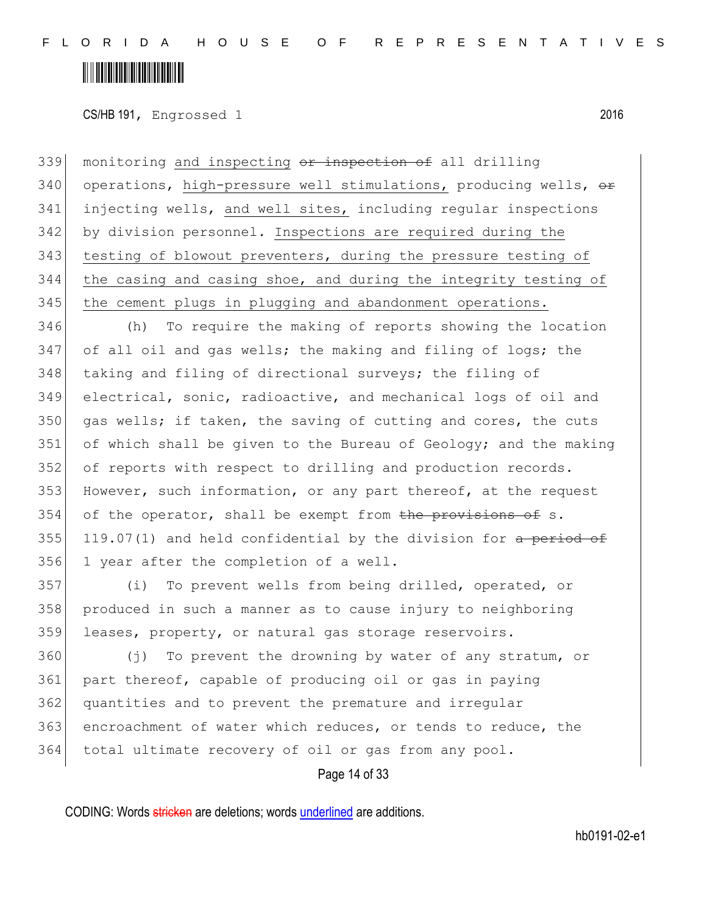monitoring and inspecting ~~or inspection of~~ all drilling operations, high-pressure well stimulations, producing wells, ~~or~~ injecting wells, and well sites, including regular inspections by division personnel. Inspections are required during the testing of blowout preventers, during the pressure testing of the casing and casing shoe, and during the integrity testing of the cement plugs in plugging and abandonment operations.

(h) To require the making of reports showing the location of all oil and gas wells; the making and filing of logs; the taking and filing of directional surveys; the filing of electrical, sonic, radioactive, and mechanical logs of oil and gas wells; if taken, the saving of cutting and cores, the cuts of which shall be given to the Bureau of Geology; and the making of reports with respect to drilling and production records. However, such information, or any part thereof, at the request of the operator, shall be exempt from ~~the provisions of~~ s. 119.07(1) and held confidential by the division for ~~a period of~~ 1 year after the completion of a well.

(i) To prevent wells from being drilled, operated, or produced in such a manner as to cause injury to neighboring leases, property, or natural gas storage reservoirs.

(j) To prevent the drowning by water of any stratum, or part thereof, capable of producing oil or gas in paying quantities and to prevent the premature and irregular encroachment of water which reduces, or tends to reduce, the total ultimate recovery of oil or gas from any pool.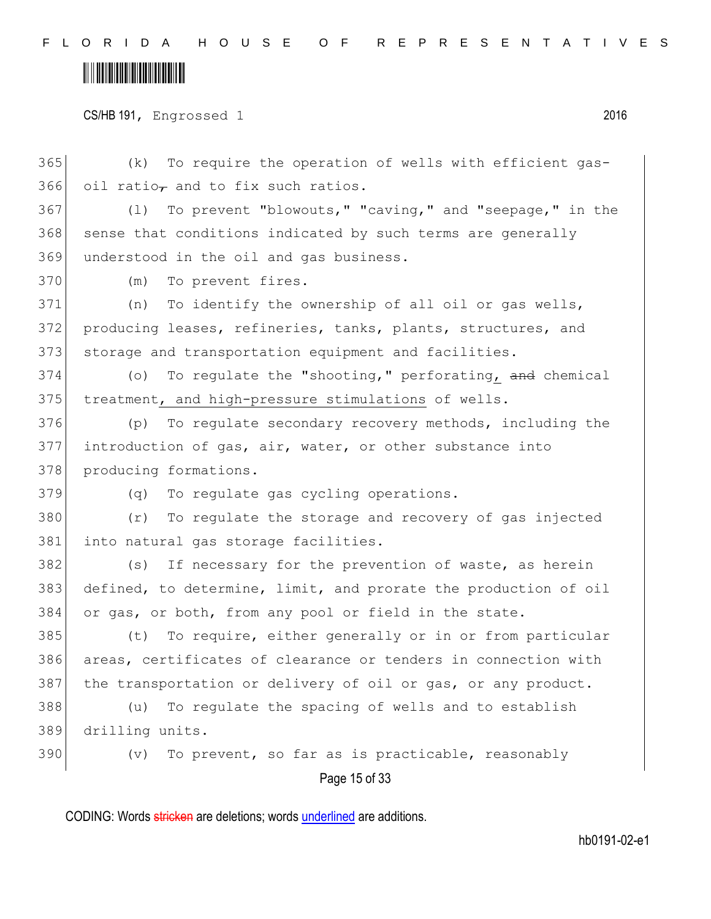CS/HB 191, Engrossed 1 2016

(k) To require the operation of wells with efficient gas-oil ~~ratio,~~ ratio and to fix such ratios.

(l) To prevent "blowouts," "caving," and "seepage," in the sense that conditions indicated by such terms are generally understood in the oil and gas business.

(m) To prevent fires.

(n) To identify the ownership of all oil or gas wells, producing leases, refineries, tanks, plants, structures, and storage and transportation equipment and facilities.

(o) To regulate the "shooting," perforating, ~~and~~ chemical treatment, and high-pressure stimulations of wells.

(p) To regulate secondary recovery methods, including the introduction of gas, air, water, or other substance into producing formations.

(q) To regulate gas cycling operations.

(r) To regulate the storage and recovery of gas injected into natural gas storage facilities.

(s) If necessary for the prevention of waste, as herein defined, to determine, limit, and prorate the production of oil or gas, or both, from any pool or field in the state.

(t) To require, either generally or in or from particular areas, certificates of clearance or tenders in connection with the transportation or delivery of oil or gas, or any product.

(u) To regulate the spacing of wells and to establish drilling units.

(v) To prevent, so far as is practicable, reasonably

CODING: Words ~~stricken~~ are deletions; words underlined are additions.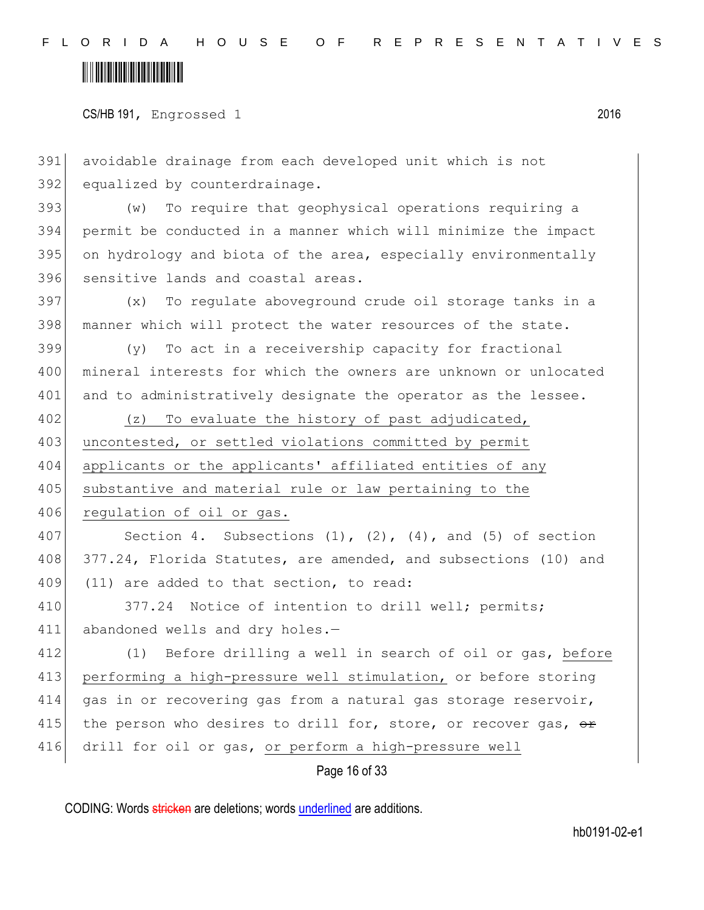avoidable drainage from each developed unit which is not equalized by counterdrainage.

(w) To require that geophysical operations requiring a permit be conducted in a manner which will minimize the impact on hydrology and biota of the area, especially environmentally sensitive lands and coastal areas.

(x) To regulate aboveground crude oil storage tanks in a manner which will protect the water resources of the state.

(y) To act in a receivership capacity for fractional mineral interests for which the owners are unknown or unlocated and to administratively designate the operator as the lessee.

<u>(z) To evaluate the history of past adjudicated, uncontested, or settled violations committed by permit applicants or the applicants' affiliated entities of any substantive and material rule or law pertaining to the regulation of oil or gas.</u>

Section 4. Subsections (1), (2), (4), and (5) of section 377.24, Florida Statutes, are amended, and subsections (10) and (11) are added to that section, to read:

377.24 Notice of intention to drill well; permits; abandoned wells and dry holes.—

(1) Before drilling a well in search of oil or gas, <u>before performing a high-pressure well stimulation,</u> or before storing gas in or recovering gas from a natural gas storage reservoir, the person who desires to drill for, store, or recover gas, ~~or~~ drill for oil or gas, <u>or perform a high-pressure well</u>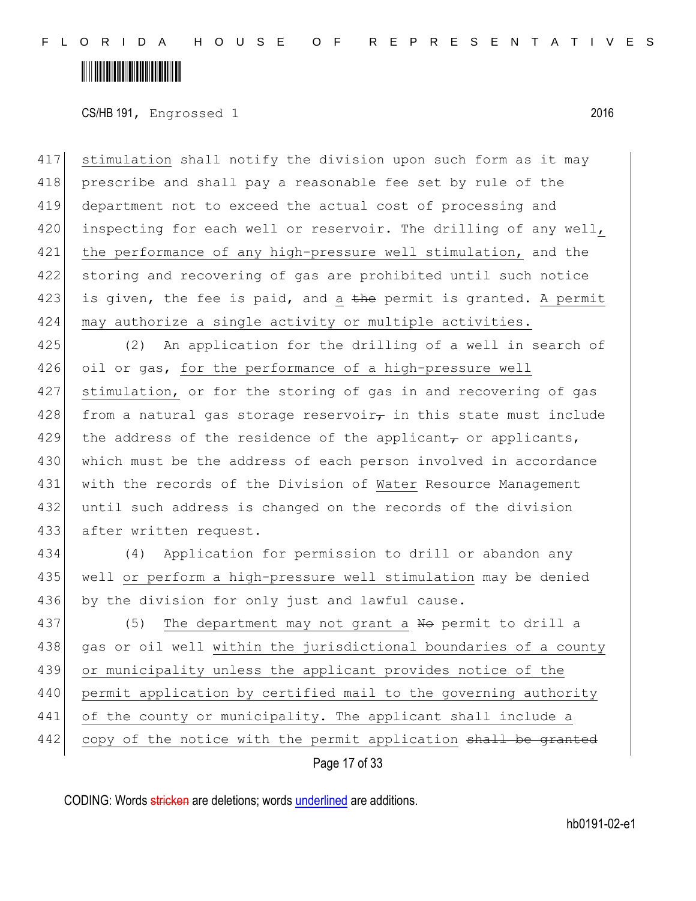CS/HB 191, Engrossed 1 2016

417 stimulation shall notify the division upon such form as it may
418 prescribe and shall pay a reasonable fee set by rule of the
419 department not to exceed the actual cost of processing and
420 inspecting for each well or reservoir. The drilling of any well,
421 the performance of any high-pressure well stimulation, and the
422 storing and recovering of gas are prohibited until such notice
423 is given, the fee is paid, and a ~~the~~ permit is granted. A permit
424 may authorize a single activity or multiple activities.

425 (2) An application for the drilling of a well in search of
426 oil or gas, for the performance of a high-pressure well
427 stimulation, or for the storing of gas in and recovering of gas
428 from a natural gas storage reservoir~~,~~ in this state must include
429 the address of the residence of the applicant~~,~~ or applicants,
430 which must be the address of each person involved in accordance
431 with the records of the Division of Water Resource Management
432 until such address is changed on the records of the division
433 after written request.

434 (4) Application for permission to drill or abandon any
435 well or perform a high-pressure well stimulation may be denied
436 by the division for only just and lawful cause.

437 (5) The department may not grant a ~~No~~ permit to drill a
438 gas or oil well within the jurisdictional boundaries of a county
439 or municipality unless the applicant provides notice of the
440 permit application by certified mail to the governing authority
441 of the county or municipality. The applicant shall include a
442 copy of the notice with the permit application ~~shall be granted~~

CODING: Words ~~stricken~~ are deletions; words underlined are additions.

hb0191-02-e1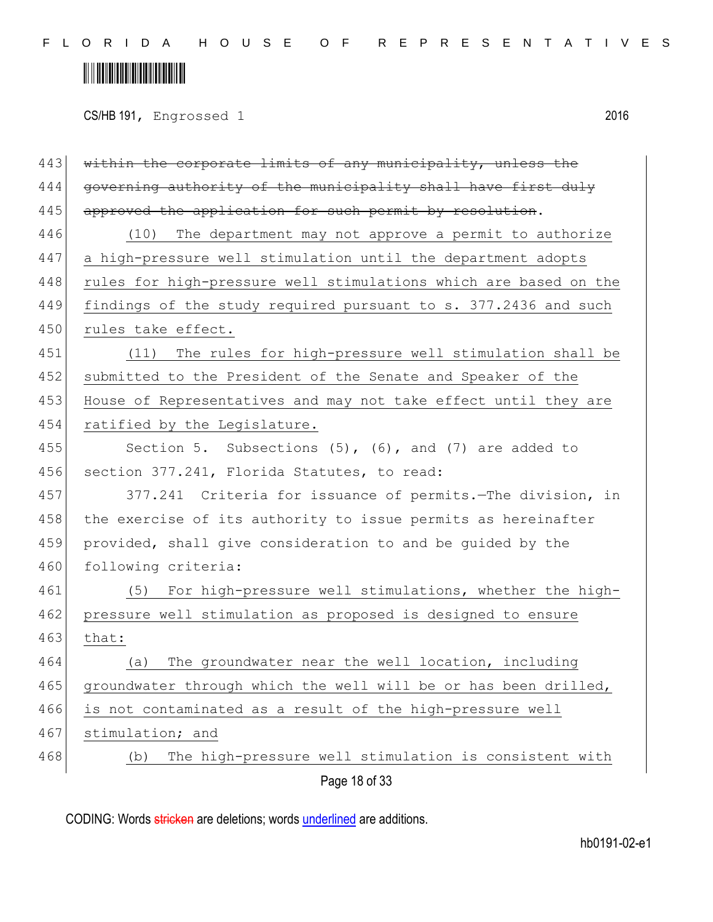~~within the corporate limits of any municipality, unless the governing authority of the municipality shall have first duly approved the application for such permit by resolution~~.

<u>(10) The department may not approve a permit to authorize a high-pressure well stimulation until the department adopts rules for high-pressure well stimulations which are based on the findings of the study required pursuant to s. 377.2436 and such rules take effect.</u>

<u>(11) The rules for high-pressure well stimulation shall be submitted to the President of the Senate and Speaker of the House of Representatives and may not take effect until they are ratified by the Legislature.</u>

Section 5. Subsections (5), (6), and (7) are added to section 377.241, Florida Statutes, to read:

377.241 Criteria for issuance of permits.—The division, in the exercise of its authority to issue permits as hereinafter provided, shall give consideration to and be guided by the following criteria:

<u>(5) For high-pressure well stimulations, whether the high-pressure well stimulation as proposed is designed to ensure that:</u>

<u>(a) The groundwater near the well location, including groundwater through which the well will be or has been drilled, is not contaminated as a result of the high-pressure well stimulation; and</u>

<u>(b) The high-pressure well stimulation is consistent with</u>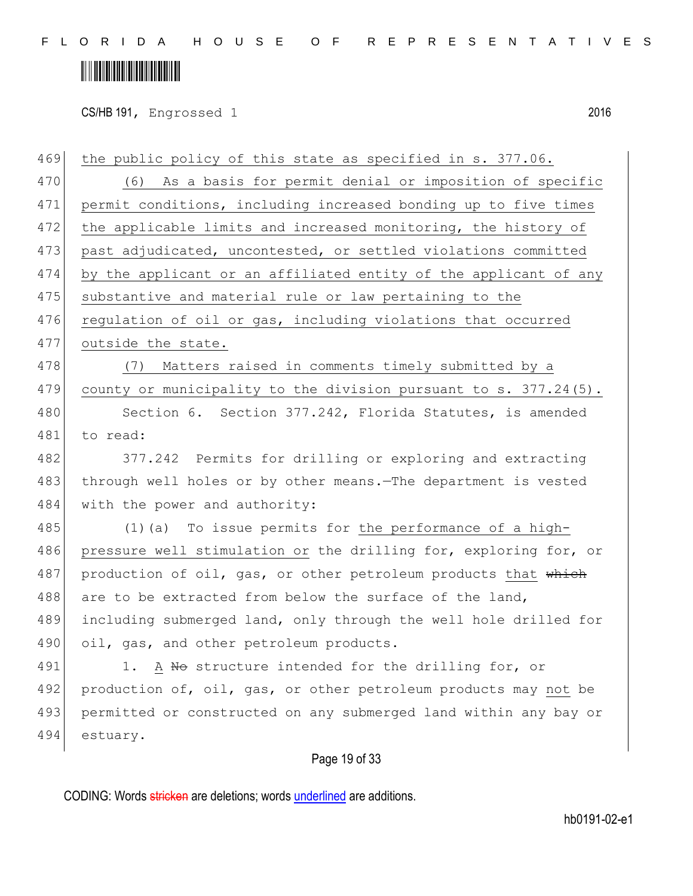the public policy of this state as specified in s. 377.06.

(6) As a basis for permit denial or imposition of specific permit conditions, including increased bonding up to five times the applicable limits and increased monitoring, the history of past adjudicated, uncontested, or settled violations committed by the applicant or an affiliated entity of the applicant of any substantive and material rule or law pertaining to the regulation of oil or gas, including violations that occurred outside the state.

(7) Matters raised in comments timely submitted by a county or municipality to the division pursuant to s. 377.24(5).

Section 6. Section 377.242, Florida Statutes, is amended to read:

377.242 Permits for drilling or exploring and extracting through well holes or by other means.—The department is vested with the power and authority:

(1)(a) To issue permits for the performance of a high-pressure well stimulation or the drilling for, exploring for, or production of oil, gas, or other petroleum products that ~~which~~ are to be extracted from below the surface of the land, including submerged land, only through the well hole drilled for oil, gas, and other petroleum products.

1. A ~~No~~ structure intended for the drilling for, or production of, oil, gas, or other petroleum products may not be permitted or constructed on any submerged land within any bay or estuary.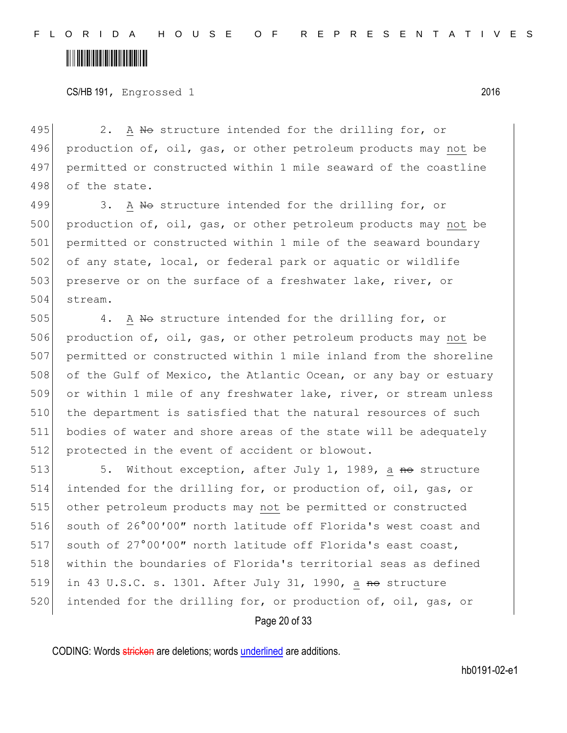CS/HB 191, Engrossed 1 2016

2. A ~~No~~ structure intended for the drilling for, or production of, oil, gas, or other petroleum products may not be permitted or constructed within 1 mile seaward of the coastline of the state.

3. A ~~No~~ structure intended for the drilling for, or production of, oil, gas, or other petroleum products may not be permitted or constructed within 1 mile of the seaward boundary of any state, local, or federal park or aquatic or wildlife preserve or on the surface of a freshwater lake, river, or stream.

4. A ~~No~~ structure intended for the drilling for, or production of, oil, gas, or other petroleum products may not be permitted or constructed within 1 mile inland from the shoreline of the Gulf of Mexico, the Atlantic Ocean, or any bay or estuary or within 1 mile of any freshwater lake, river, or stream unless the department is satisfied that the natural resources of such bodies of water and shore areas of the state will be adequately protected in the event of accident or blowout.

5. Without exception, after July 1, 1989, a ~~no~~ structure intended for the drilling for, or production of, oil, gas, or other petroleum products may not be permitted or constructed south of 26°00′00″ north latitude off Florida's west coast and south of 27°00′00″ north latitude off Florida's east coast, within the boundaries of Florida's territorial seas as defined in 43 U.S.C. s. 1301. After July 31, 1990, a ~~no~~ structure intended for the drilling for, or production of, oil, gas, or

CODING: Words ~~stricken~~ are deletions; words underlined are additions.

hb0191-02-e1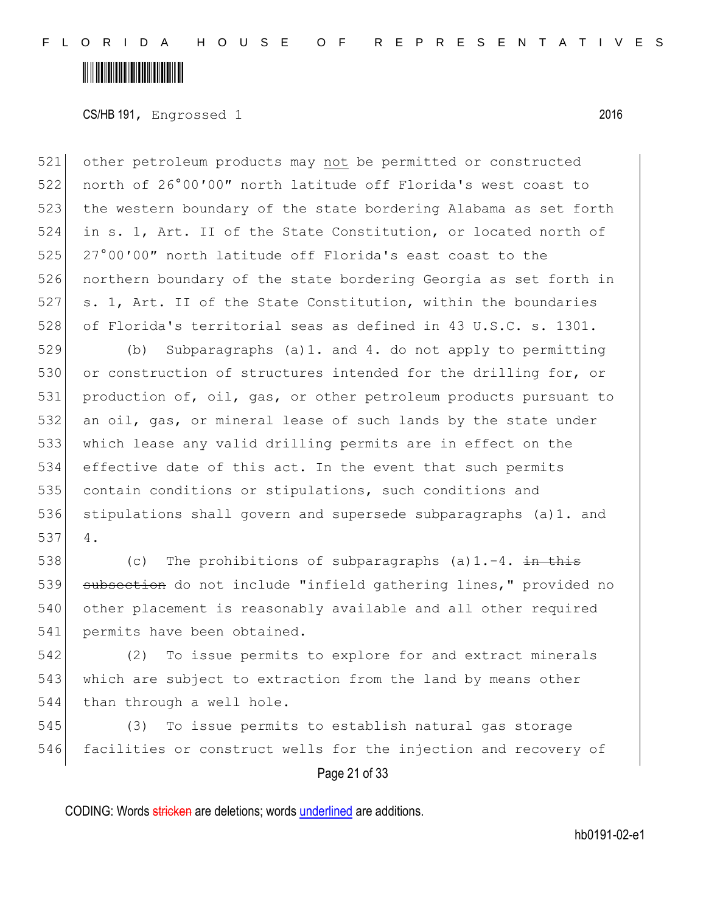other petroleum products may not be permitted or constructed north of 26°00′00″ north latitude off Florida's west coast to the western boundary of the state bordering Alabama as set forth in s. 1, Art. II of the State Constitution, or located north of 27°00′00″ north latitude off Florida's east coast to the northern boundary of the state bordering Georgia as set forth in s. 1, Art. II of the State Constitution, within the boundaries of Florida's territorial seas as defined in 43 U.S.C. s. 1301.

(b) Subparagraphs (a)1. and 4. do not apply to permitting or construction of structures intended for the drilling for, or production of, oil, gas, or other petroleum products pursuant to an oil, gas, or mineral lease of such lands by the state under which lease any valid drilling permits are in effect on the effective date of this act. In the event that such permits contain conditions or stipulations, such conditions and stipulations shall govern and supersede subparagraphs (a)1. and 4.

(c) The prohibitions of subparagraphs (a)1.-4. ~~in this subsection~~ do not include "infield gathering lines," provided no other placement is reasonably available and all other required permits have been obtained.

(2) To issue permits to explore for and extract minerals which are subject to extraction from the land by means other than through a well hole.

(3) To issue permits to establish natural gas storage facilities or construct wells for the injection and recovery of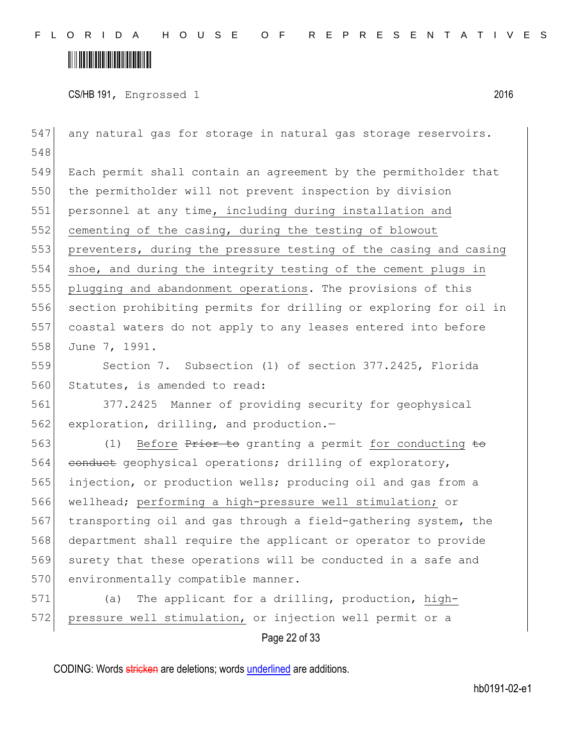any natural gas for storage in natural gas storage reservoirs.

Each permit shall contain an agreement by the permitholder that the permitholder will not prevent inspection by division personnel at any time, including during installation and cementing of the casing, during the testing of blowout preventers, during the pressure testing of the casing and casing shoe, and during the integrity testing of the cement plugs in plugging and abandonment operations. The provisions of this section prohibiting permits for drilling or exploring for oil in coastal waters do not apply to any leases entered into before June 7, 1991.

Section 7. Subsection (1) of section 377.2425, Florida Statutes, is amended to read:

377.2425 Manner of providing security for geophysical exploration, drilling, and production.—

(1) Before ~~Prior to~~ granting a permit for conducting ~~to conduct~~ geophysical operations; drilling of exploratory, injection, or production wells; producing oil and gas from a wellhead; performing a high-pressure well stimulation; or transporting oil and gas through a field-gathering system, the department shall require the applicant or operator to provide surety that these operations will be conducted in a safe and environmentally compatible manner.

(a) The applicant for a drilling, production, high-pressure well stimulation, or injection well permit or a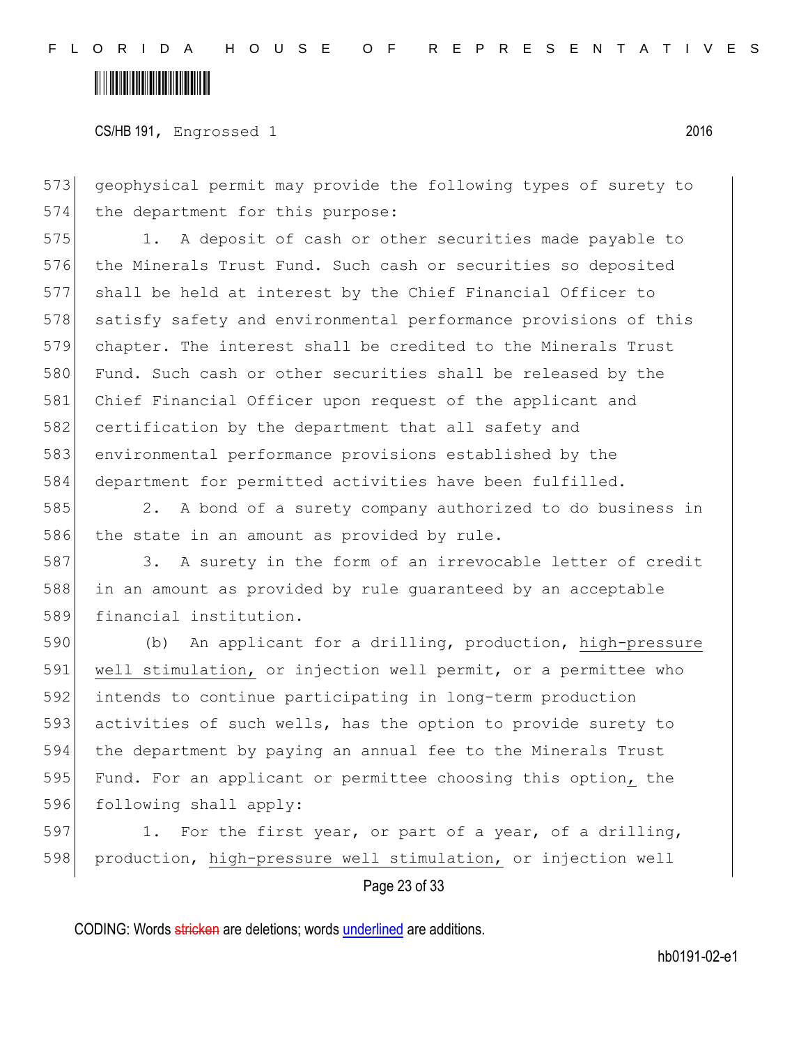geophysical permit may provide the following types of surety to the department for this purpose:

1. A deposit of cash or other securities made payable to the Minerals Trust Fund. Such cash or securities so deposited shall be held at interest by the Chief Financial Officer to satisfy safety and environmental performance provisions of this chapter. The interest shall be credited to the Minerals Trust Fund. Such cash or other securities shall be released by the Chief Financial Officer upon request of the applicant and certification by the department that all safety and environmental performance provisions established by the department for permitted activities have been fulfilled.

2. A bond of a surety company authorized to do business in the state in an amount as provided by rule.

3. A surety in the form of an irrevocable letter of credit in an amount as provided by rule guaranteed by an acceptable financial institution.

(b) An applicant for a drilling, production, high-pressure well stimulation, or injection well permit, or a permittee who intends to continue participating in long-term production activities of such wells, has the option to provide surety to the department by paying an annual fee to the Minerals Trust Fund. For an applicant or permittee choosing this option, the following shall apply:

1. For the first year, or part of a year, of a drilling, production, high-pressure well stimulation, or injection well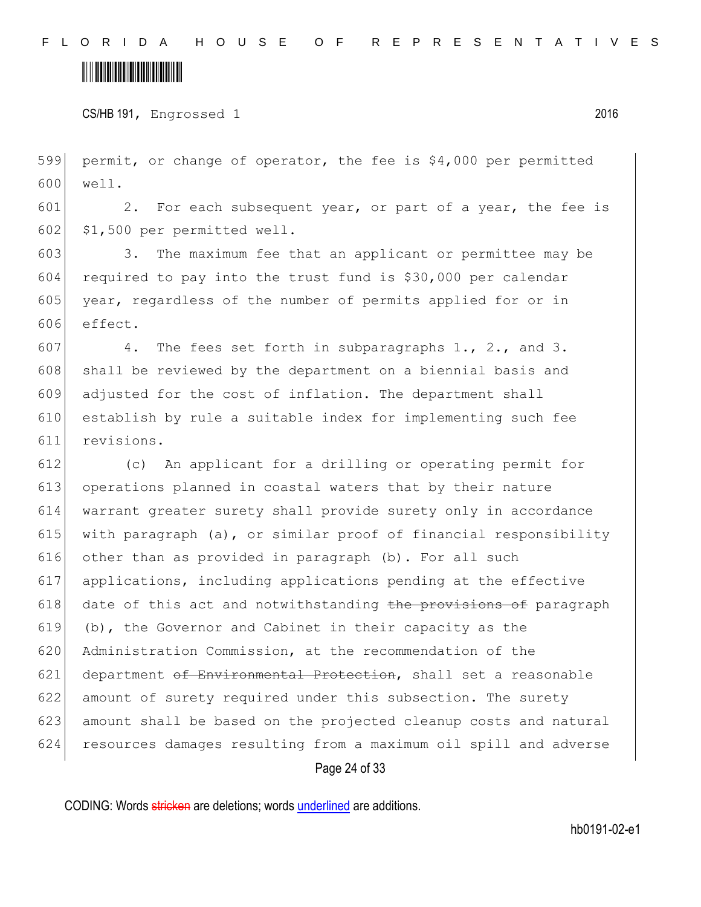CS/HB 191, Engrossed 1 2016

permit, or change of operator, the fee is $4,000 per permitted well.

2. For each subsequent year, or part of a year, the fee is $1,500 per permitted well.

3. The maximum fee that an applicant or permittee may be required to pay into the trust fund is $30,000 per calendar year, regardless of the number of permits applied for or in effect.

4. The fees set forth in subparagraphs 1., 2., and 3. shall be reviewed by the department on a biennial basis and adjusted for the cost of inflation. The department shall establish by rule a suitable index for implementing such fee revisions.

(c) An applicant for a drilling or operating permit for operations planned in coastal waters that by their nature warrant greater surety shall provide surety only in accordance with paragraph (a), or similar proof of financial responsibility other than as provided in paragraph (b). For all such applications, including applications pending at the effective date of this act and notwithstanding ~~the provisions of~~ paragraph (b), the Governor and Cabinet in their capacity as the Administration Commission, at the recommendation of the department ~~of Environmental Protection~~, shall set a reasonable amount of surety required under this subsection. The surety amount shall be based on the projected cleanup costs and natural resources damages resulting from a maximum oil spill and adverse

CODING: Words ~~stricken~~ are deletions; words underlined are additions.

hb0191-02-e1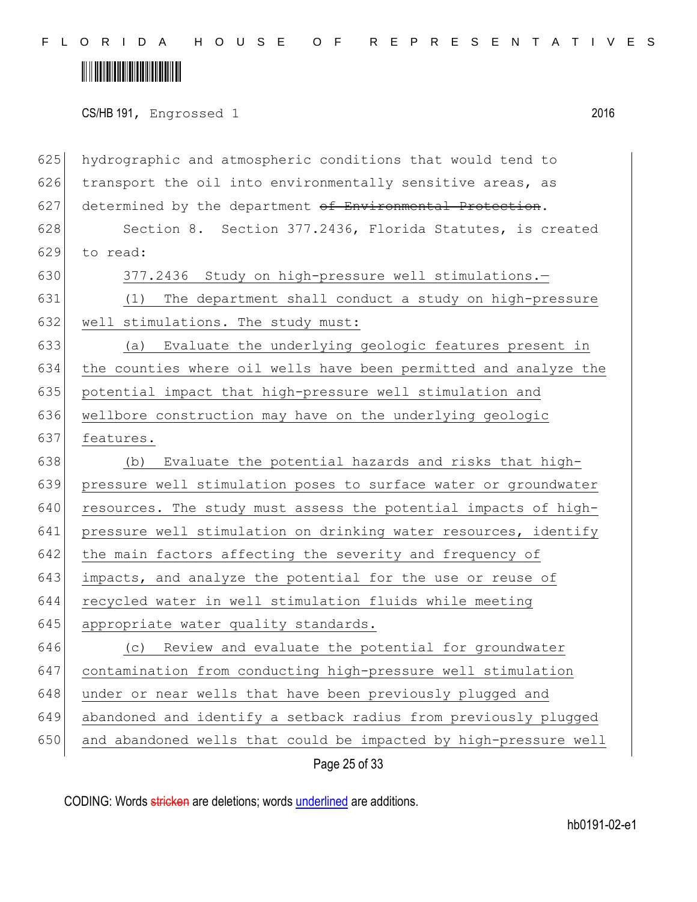625 hydrographic and atmospheric conditions that would tend to
626 transport the oil into environmentally sensitive areas, as
627 determined by the department ~~of Environmental Protection~~.

628 Section 8. Section 377.2436, Florida Statutes, is created
629 to read:

630 <u>377.2436 Study on high-pressure well stimulations.—</u>

631 <u>(1) The department shall conduct a study on high-pressure</u>
632 <u>well stimulations. The study must:</u>

633 <u>(a) Evaluate the underlying geologic features present in</u>
634 <u>the counties where oil wells have been permitted and analyze the</u>
635 <u>potential impact that high-pressure well stimulation and</u>
636 <u>wellbore construction may have on the underlying geologic</u>
637 <u>features.</u>

638 <u>(b) Evaluate the potential hazards and risks that high-</u>
639 <u>pressure well stimulation poses to surface water or groundwater</u>
640 <u>resources. The study must assess the potential impacts of high-</u>
641 <u>pressure well stimulation on drinking water resources, identify</u>
642 <u>the main factors affecting the severity and frequency of</u>
643 <u>impacts, and analyze the potential for the use or reuse of</u>
644 <u>recycled water in well stimulation fluids while meeting</u>
645 <u>appropriate water quality standards.</u>

646 <u>(c) Review and evaluate the potential for groundwater</u>
647 <u>contamination from conducting high-pressure well stimulation</u>
648 <u>under or near wells that have been previously plugged and</u>
649 <u>abandoned and identify a setback radius from previously plugged</u>
650 <u>and abandoned wells that could be impacted by high-pressure well</u>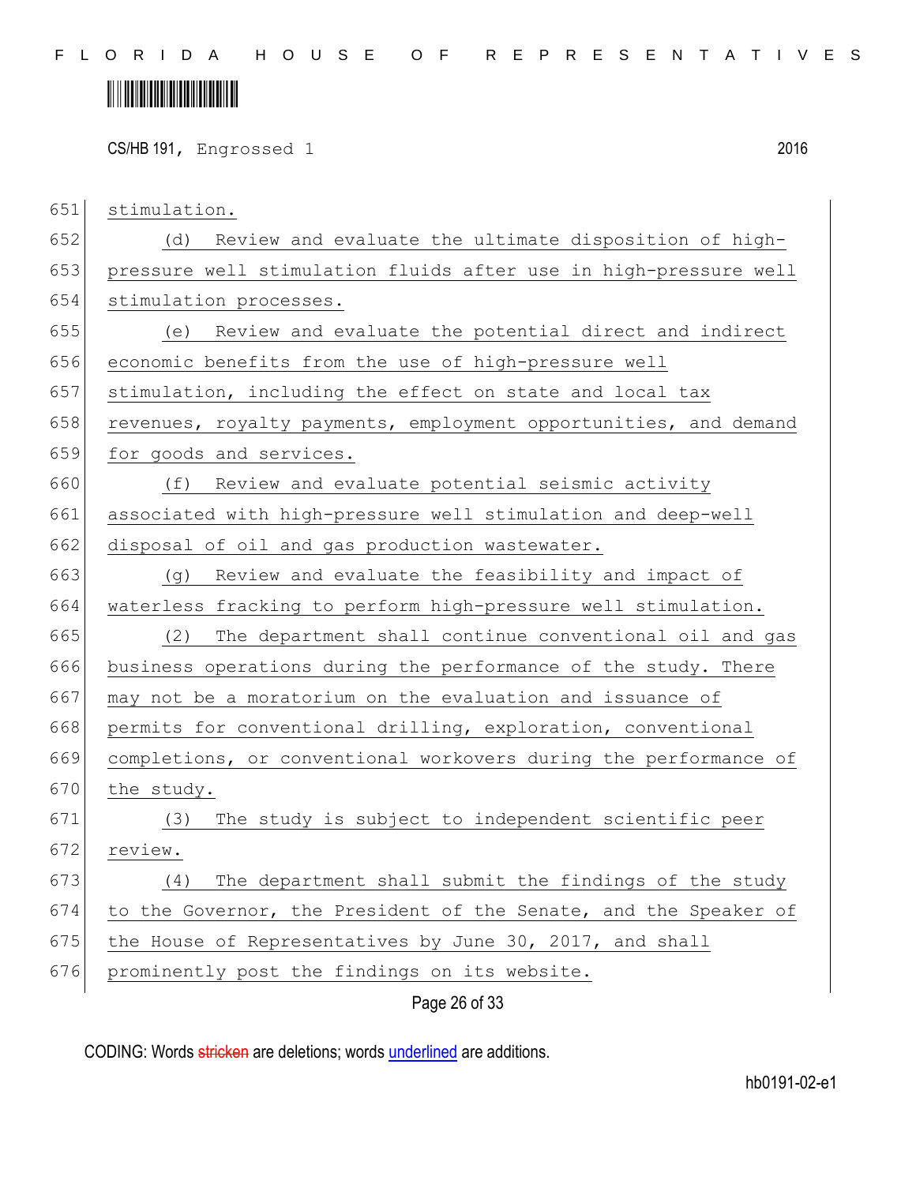stimulation.

(d) Review and evaluate the ultimate disposition of high-pressure well stimulation fluids after use in high-pressure well stimulation processes.

(e) Review and evaluate the potential direct and indirect economic benefits from the use of high-pressure well stimulation, including the effect on state and local tax revenues, royalty payments, employment opportunities, and demand for goods and services.

(f) Review and evaluate potential seismic activity associated with high-pressure well stimulation and deep-well disposal of oil and gas production wastewater.

(g) Review and evaluate the feasibility and impact of waterless fracking to perform high-pressure well stimulation.

(2) The department shall continue conventional oil and gas business operations during the performance of the study. There may not be a moratorium on the evaluation and issuance of permits for conventional drilling, exploration, conventional completions, or conventional workovers during the performance of the study.

(3) The study is subject to independent scientific peer review.

(4) The department shall submit the findings of the study to the Governor, the President of the Senate, and the Speaker of the House of Representatives by June 30, 2017, and shall prominently post the findings on its website.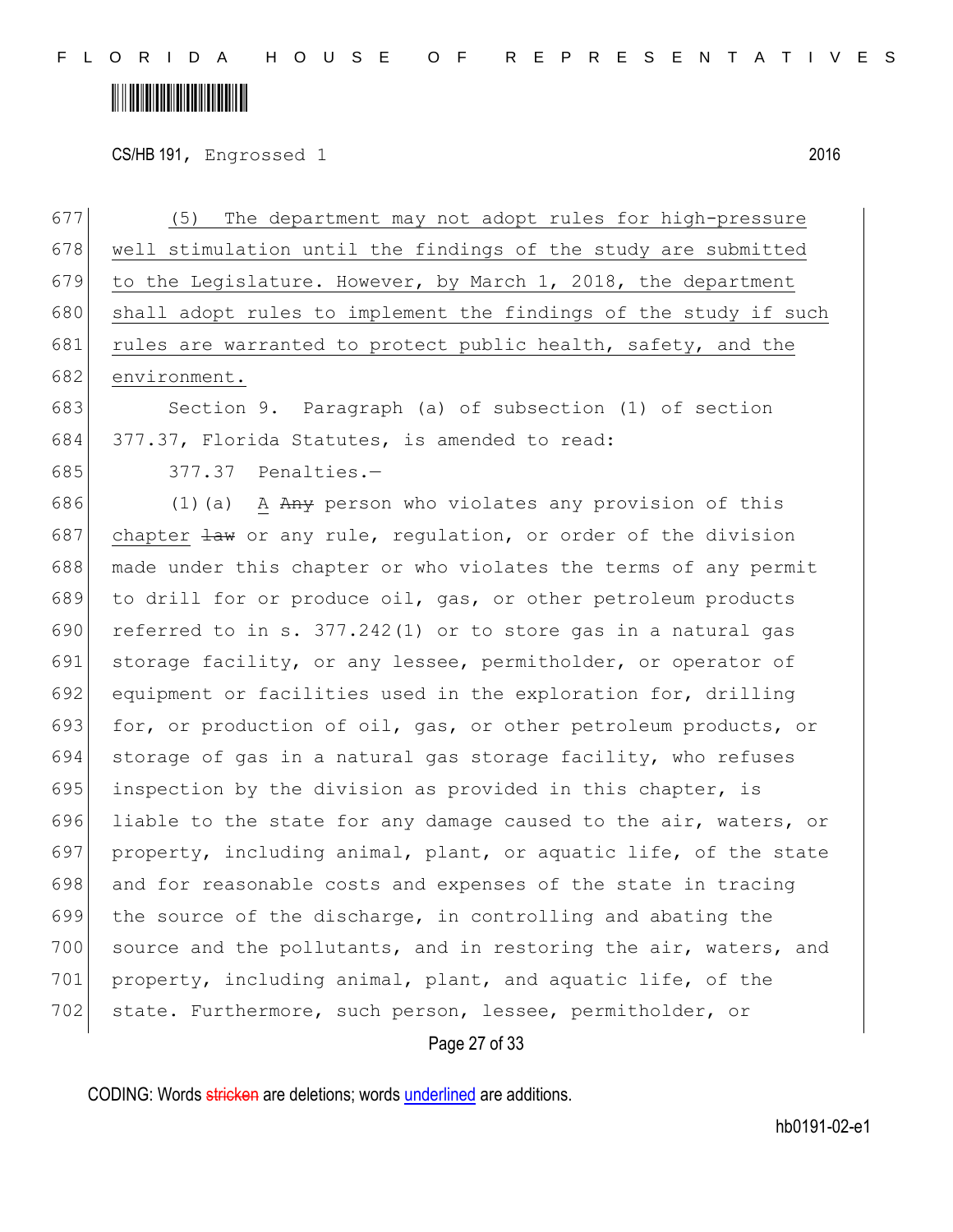(5) The department may not adopt rules for high-pressure well stimulation until the findings of the study are submitted to the Legislature. However, by March 1, 2018, the department shall adopt rules to implement the findings of the study if such rules are warranted to protect public health, safety, and the environment.

Section 9. Paragraph (a) of subsection (1) of section 377.37, Florida Statutes, is amended to read:

377.37 Penalties.—

(1)(a) A ~~Any~~ person who violates any provision of this chapter ~~law~~ or any rule, regulation, or order of the division made under this chapter or who violates the terms of any permit to drill for or produce oil, gas, or other petroleum products referred to in s. 377.242(1) or to store gas in a natural gas storage facility, or any lessee, permitholder, or operator of equipment or facilities used in the exploration for, drilling for, or production of oil, gas, or other petroleum products, or storage of gas in a natural gas storage facility, who refuses inspection by the division as provided in this chapter, is liable to the state for any damage caused to the air, waters, or property, including animal, plant, or aquatic life, of the state and for reasonable costs and expenses of the state in tracing the source of the discharge, in controlling and abating the source and the pollutants, and in restoring the air, waters, and property, including animal, plant, and aquatic life, of the state. Furthermore, such person, lessee, permitholder, or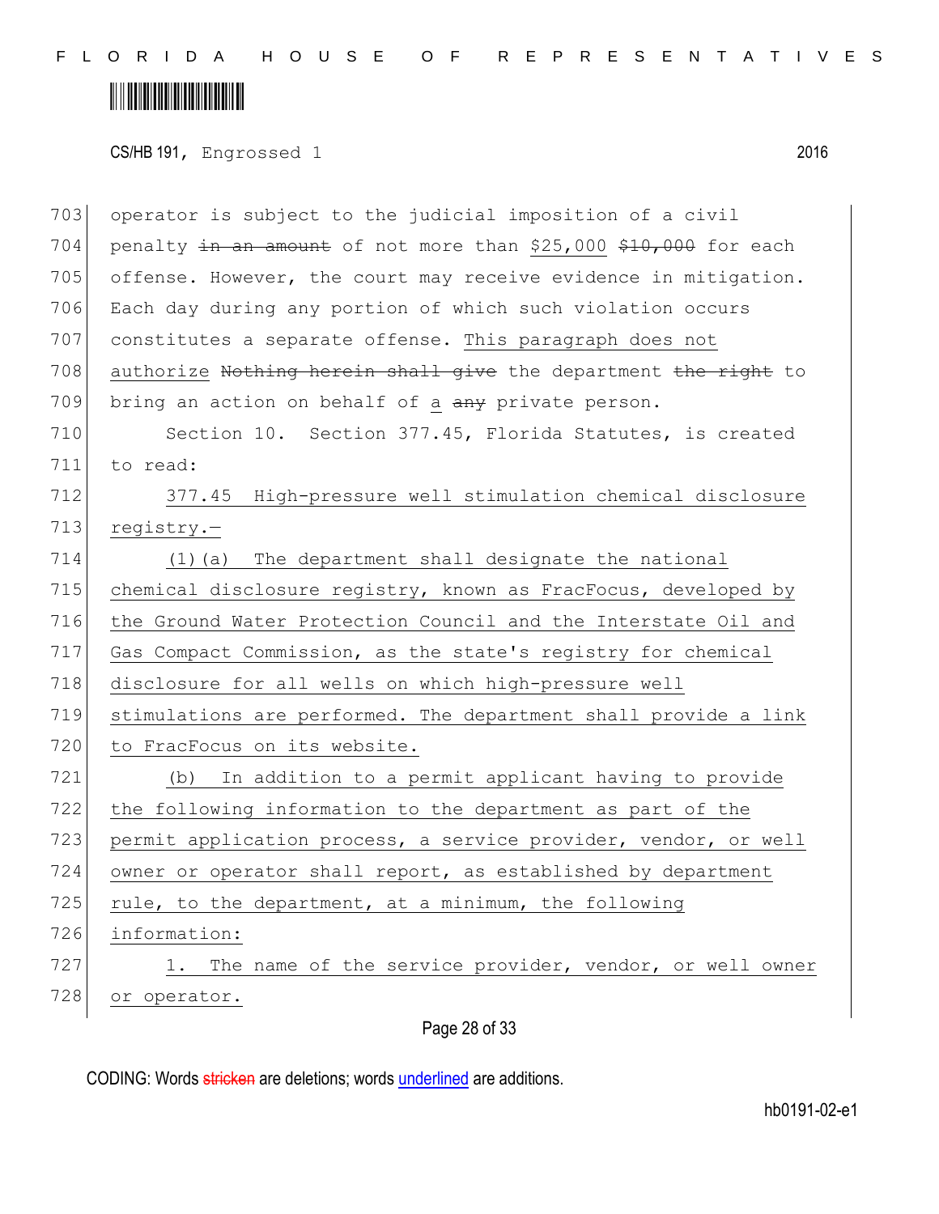operator is subject to the judicial imposition of a civil penalty ~~in an amount~~ of not more than <u>$25,000</u> ~~$10,000~~ for each offense. However, the court may receive evidence in mitigation. Each day during any portion of which such violation occurs constitutes a separate offense. <u>This paragraph does not authorize</u> ~~Nothing herein shall give~~ the department ~~the right~~ to bring an action on behalf of <u>a</u> ~~any~~ private person.

Section 10. Section 377.45, Florida Statutes, is created to read:

<u>377.45 High-pressure well stimulation chemical disclosure registry.—</u>

<u>(1)(a) The department shall designate the national chemical disclosure registry, known as FracFocus, developed by the Ground Water Protection Council and the Interstate Oil and Gas Compact Commission, as the state's registry for chemical disclosure for all wells on which high-pressure well stimulations are performed. The department shall provide a link to FracFocus on its website.</u>

<u>(b) In addition to a permit applicant having to provide the following information to the department as part of the permit application process, a service provider, vendor, or well owner or operator shall report, as established by department rule, to the department, at a minimum, the following information:</u>

<u>1. The name of the service provider, vendor, or well owner or operator.</u>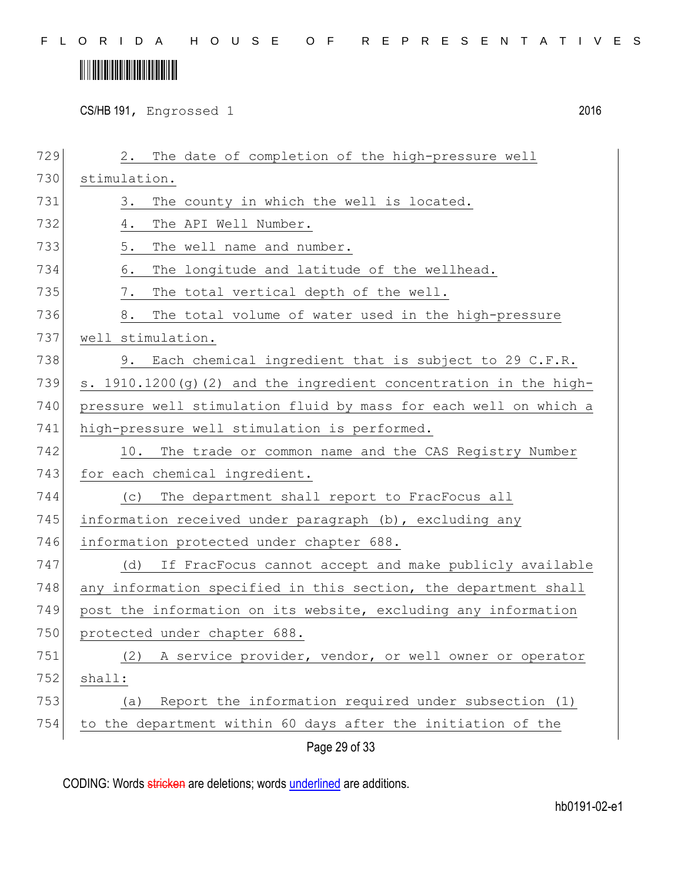2. The date of completion of the high-pressure well stimulation.

3. The county in which the well is located.

4. The API Well Number.

5. The well name and number.

6. The longitude and latitude of the wellhead.

7. The total vertical depth of the well.

8. The total volume of water used in the high-pressure well stimulation.

9. Each chemical ingredient that is subject to 29 C.F.R. s. 1910.1200(g)(2) and the ingredient concentration in the high-pressure well stimulation fluid by mass for each well on which a high-pressure well stimulation is performed.

10. The trade or common name and the CAS Registry Number for each chemical ingredient.

(c) The department shall report to FracFocus all information received under paragraph (b), excluding any information protected under chapter 688.

(d) If FracFocus cannot accept and make publicly available any information specified in this section, the department shall post the information on its website, excluding any information protected under chapter 688.

(2) A service provider, vendor, or well owner or operator shall:

(a) Report the information required under subsection (1) to the department within 60 days after the initiation of the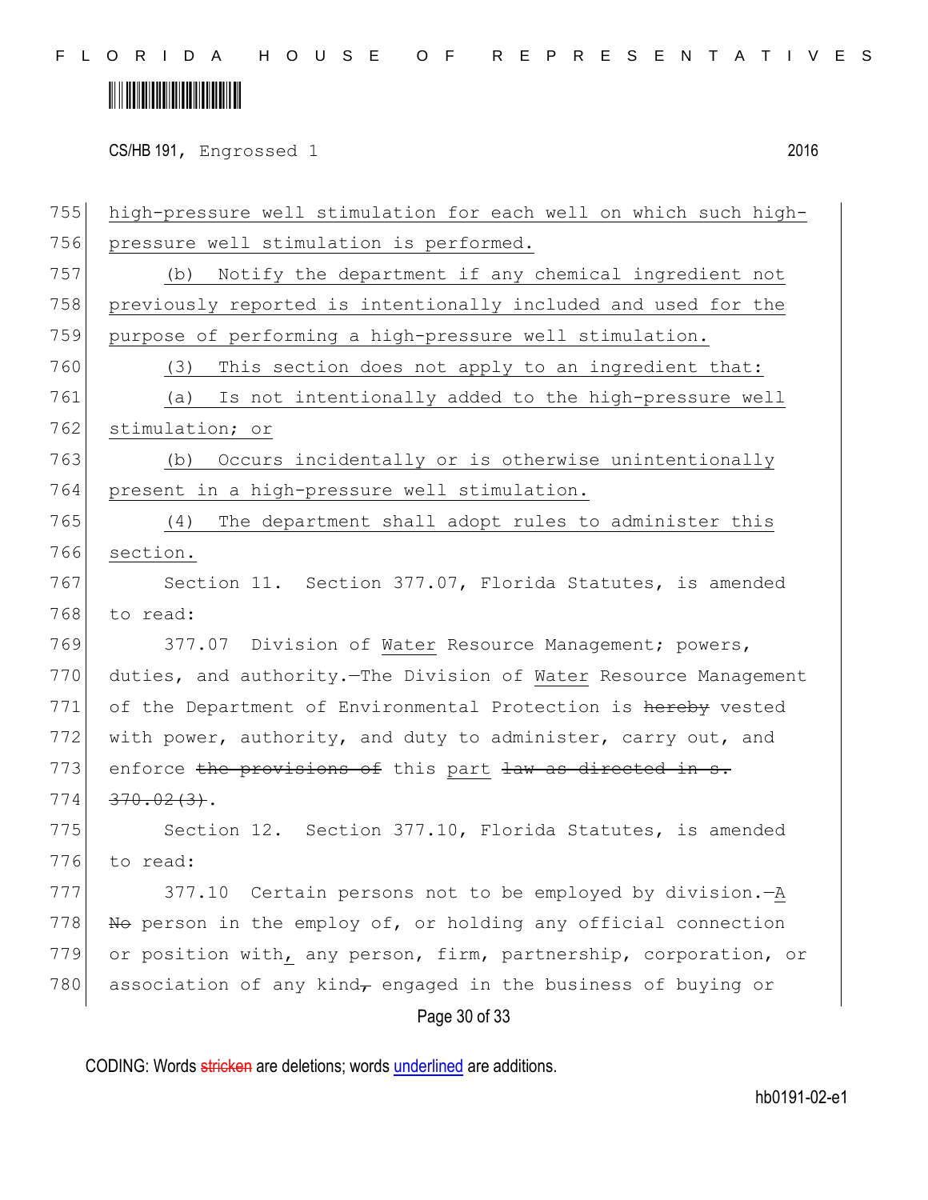high-pressure well stimulation for each well on which such high-pressure well stimulation is performed.

(b) Notify the department if any chemical ingredient not previously reported is intentionally included and used for the purpose of performing a high-pressure well stimulation.

(3) This section does not apply to an ingredient that:

(a) Is not intentionally added to the high-pressure well stimulation; or

(b) Occurs incidentally or is otherwise unintentionally present in a high-pressure well stimulation.

(4) The department shall adopt rules to administer this section.

Section 11. Section 377.07, Florida Statutes, is amended to read:

377.07 Division of Water Resource Management; powers, duties, and authority.—The Division of Water Resource Management of the Department of Environmental Protection is ~~hereby~~ vested with power, authority, and duty to administer, carry out, and enforce ~~the provisions of~~ this part ~~law as directed in s. 370.02(3)~~.

Section 12. Section 377.10, Florida Statutes, is amended to read:

377.10 Certain persons not to be employed by division.—A ~~No~~ person in the employ of, or holding any official connection or position with, any person, firm, partnership, corporation, or association of any kind~~,~~ engaged in the business of buying or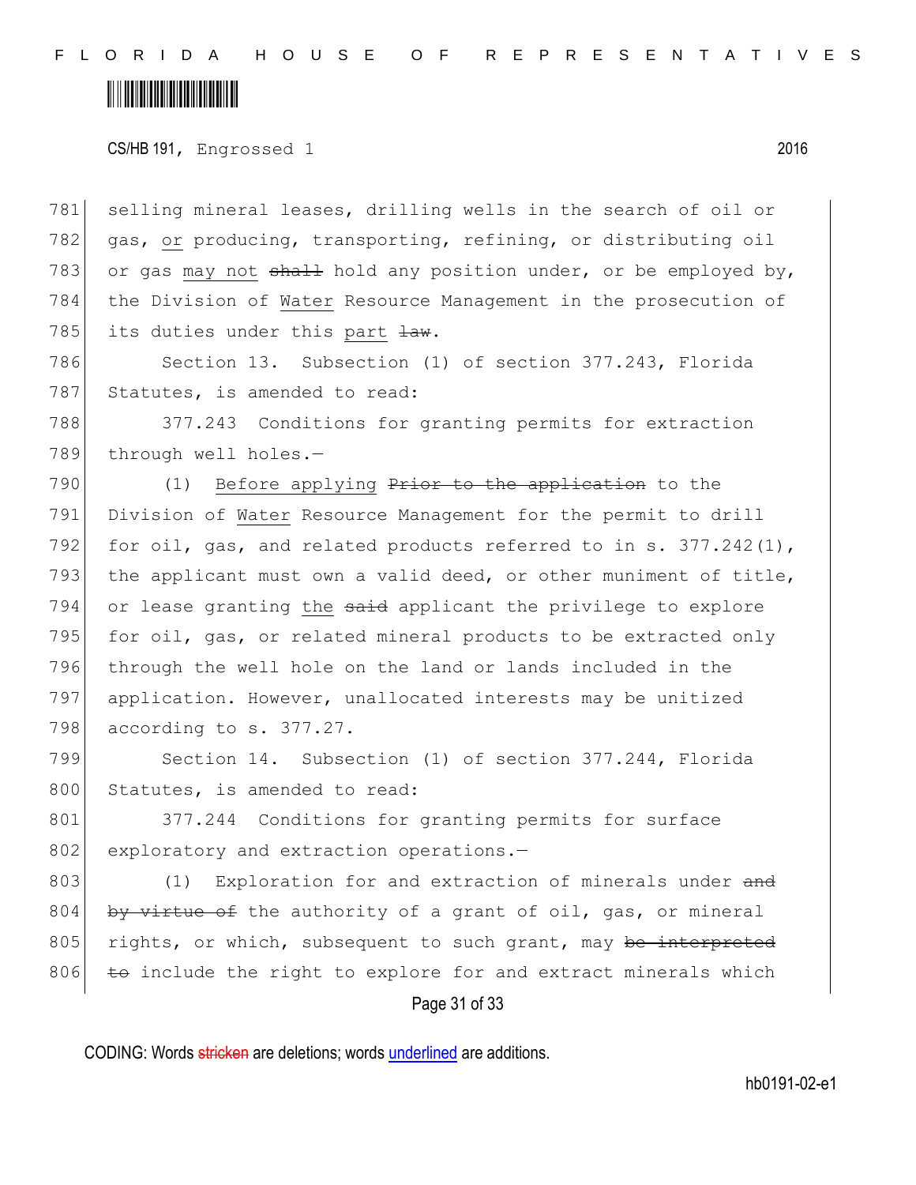selling mineral leases, drilling wells in the search of oil or gas, <u>or</u> producing, transporting, refining, or distributing oil or gas <u>may not</u> ~~shall~~ hold any position under, or be employed by, the Division of <u>Water</u> Resource Management in the prosecution of its duties under this <u>part</u> ~~law~~.

Section 13. Subsection (1) of section 377.243, Florida Statutes, is amended to read:

377.243 Conditions for granting permits for extraction through well holes.—

(1) <u>Before applying</u> ~~Prior to the application~~ to the Division of <u>Water</u> Resource Management for the permit to drill for oil, gas, and related products referred to in s. 377.242(1), the applicant must own a valid deed, or other muniment of title, or lease granting <u>the</u> ~~said~~ applicant the privilege to explore for oil, gas, or related mineral products to be extracted only through the well hole on the land or lands included in the application. However, unallocated interests may be unitized according to s. 377.27.

Section 14. Subsection (1) of section 377.244, Florida Statutes, is amended to read:

377.244 Conditions for granting permits for surface exploratory and extraction operations.—

(1) Exploration for and extraction of minerals under ~~and by virtue of~~ the authority of a grant of oil, gas, or mineral rights, or which, subsequent to such grant, may ~~be interpreted to~~ include the right to explore for and extract minerals which

CODING: Words ~~stricken~~ are deletions; words <u>underlined</u> are additions.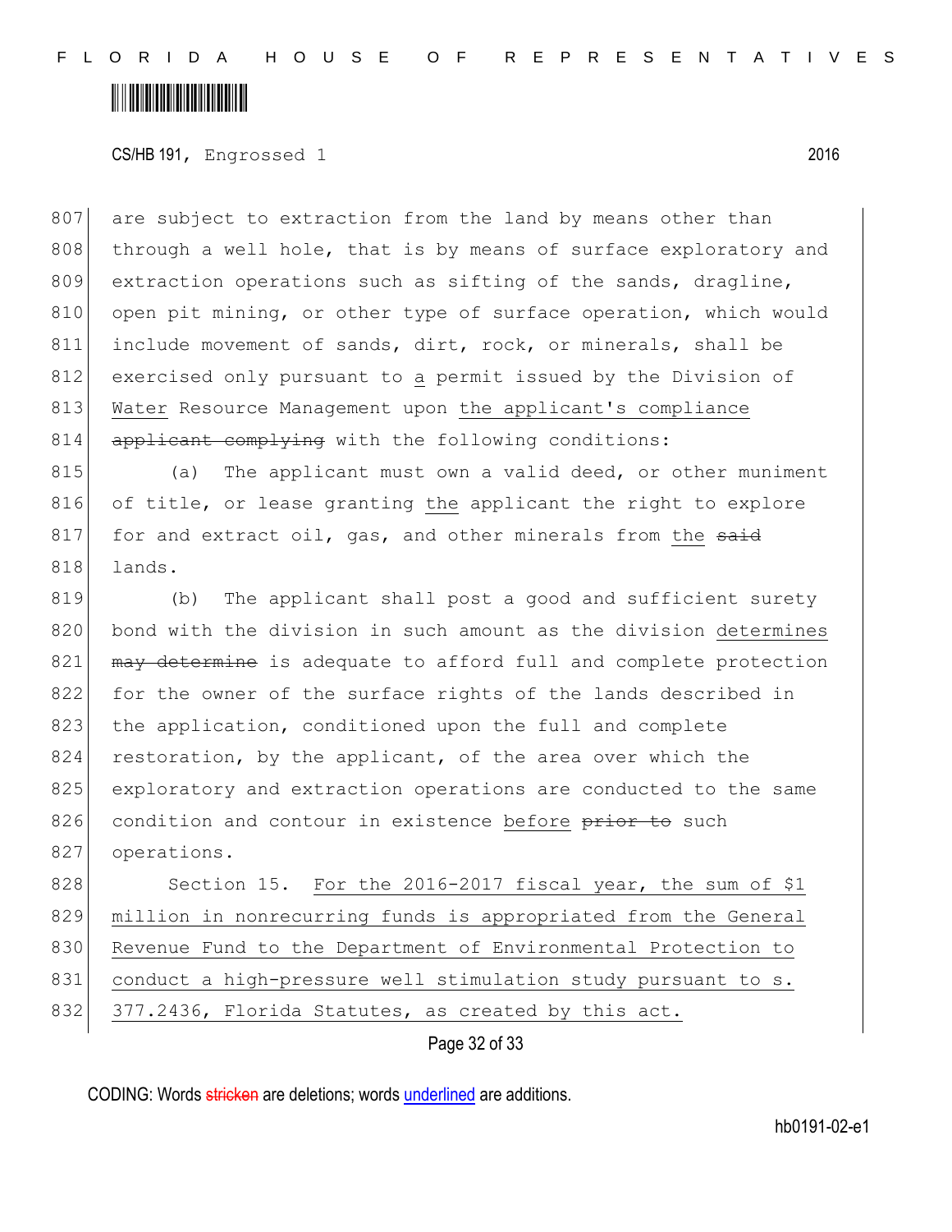are subject to extraction from the land by means other than through a well hole, that is by means of surface exploratory and extraction operations such as sifting of the sands, dragline, open pit mining, or other type of surface operation, which would include movement of sands, dirt, rock, or minerals, shall be exercised only pursuant to <u>a</u> permit issued by the Division of <u>Water</u> Resource Management upon <u>the applicant's compliance</u> ~~applicant complying~~ with the following conditions:

(a) The applicant must own a valid deed, or other muniment of title, or lease granting <u>the</u> applicant the right to explore for and extract oil, gas, and other minerals from <u>the</u> ~~said~~ lands.

(b) The applicant shall post a good and sufficient surety bond with the division in such amount as the division <u>determines</u> ~~may determine~~ is adequate to afford full and complete protection for the owner of the surface rights of the lands described in the application, conditioned upon the full and complete restoration, by the applicant, of the area over which the exploratory and extraction operations are conducted to the same condition and contour in existence <u>before</u> ~~prior to~~ such operations.

Section 15. <u>For the 2016-2017 fiscal year, the sum of $1 million in nonrecurring funds is appropriated from the General Revenue Fund to the Department of Environmental Protection to conduct a high-pressure well stimulation study pursuant to s. 377.2436, Florida Statutes, as created by this act.</u>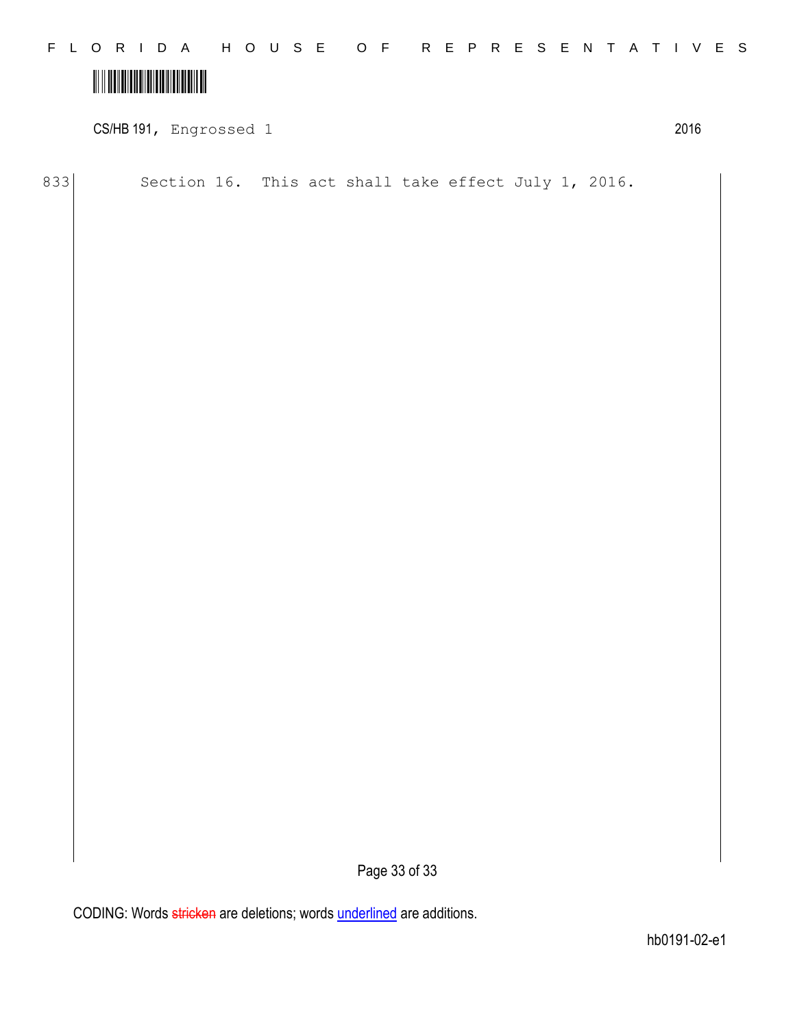833 Section 16. This act shall take effect July 1, 2016.